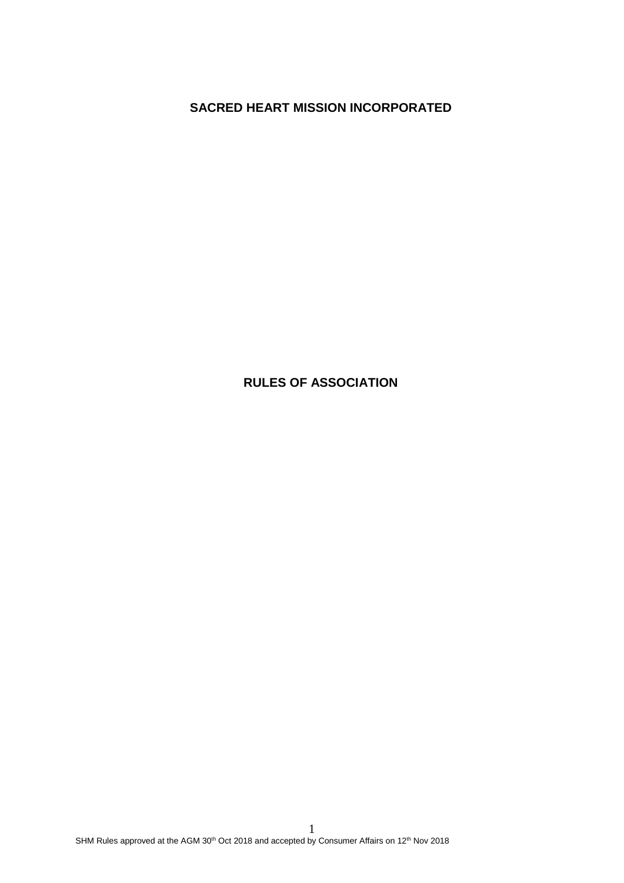# SACRED HEART MISSION INCORPORATED

## RULES OF ASSOCIATION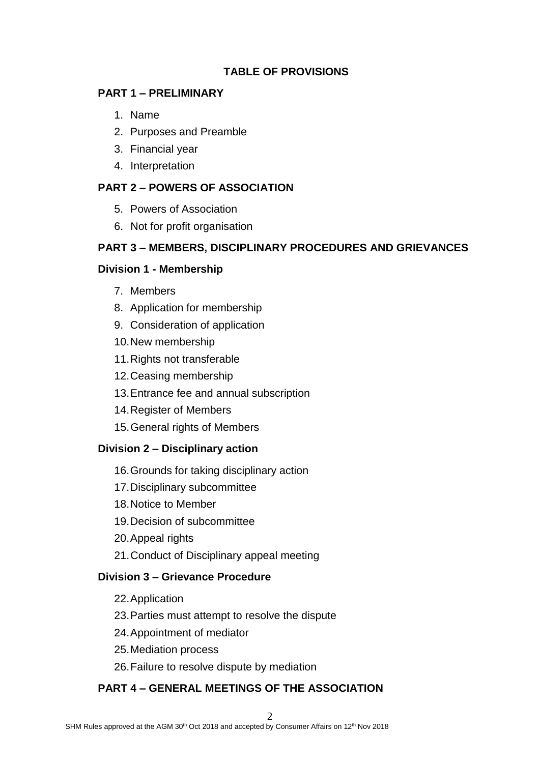## TABLE OF PROVISIONS

### PART 1 – PRELIMINARY

1. Name
2. Purposes and Preamble
3. Financial year
4. Interpretation

### PART 2 – POWERS OF ASSOCIATION

5. Powers of Association
6. Not for profit organisation

### PART 3 – MEMBERS, DISCIPLINARY PROCEDURES AND GRIEVANCES

#### Division 1 - Membership

7. Members
8. Application for membership
9. Consideration of application
10. New membership
11. Rights not transferable
12. Ceasing membership
13. Entrance fee and annual subscription
14. Register of Members
15. General rights of Members

#### Division 2 – Disciplinary action

16. Grounds for taking disciplinary action
17. Disciplinary subcommittee
18. Notice to Member
19. Decision of subcommittee
20. Appeal rights
21. Conduct of Disciplinary appeal meeting

#### Division 3 – Grievance Procedure

22. Application
23. Parties must attempt to resolve the dispute
24. Appointment of mediator
25. Mediation process
26. Failure to resolve dispute by mediation

### PART 4 – GENERAL MEETINGS OF THE ASSOCIATION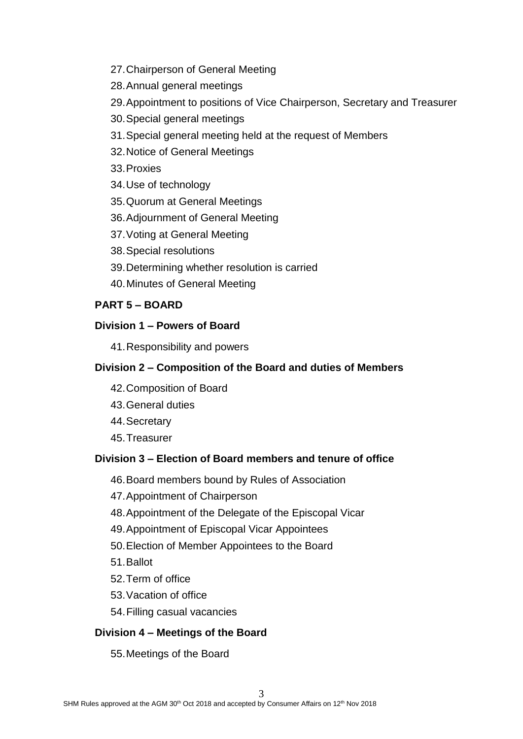27. Chairperson of General Meeting
28. Annual general meetings
29. Appointment to positions of Vice Chairperson, Secretary and Treasurer
30. Special general meetings
31. Special general meeting held at the request of Members
32. Notice of General Meetings
33. Proxies
34. Use of technology
35. Quorum at General Meetings
36. Adjournment of General Meeting
37. Voting at General Meeting
38. Special resolutions
39. Determining whether resolution is carried
40. Minutes of General Meeting

**PART 5 – BOARD**

**Division 1 – Powers of Board**

41. Responsibility and powers

**Division 2 – Composition of the Board and duties of Members**

42. Composition of Board
43. General duties
44. Secretary
45. Treasurer

**Division 3 – Election of Board members and tenure of office**

46. Board members bound by Rules of Association
47. Appointment of Chairperson
48. Appointment of the Delegate of the Episcopal Vicar
49. Appointment of Episcopal Vicar Appointees
50. Election of Member Appointees to the Board
51. Ballot
52. Term of office
53. Vacation of office
54. Filling casual vacancies

**Division 4 – Meetings of the Board**

55. Meetings of the Board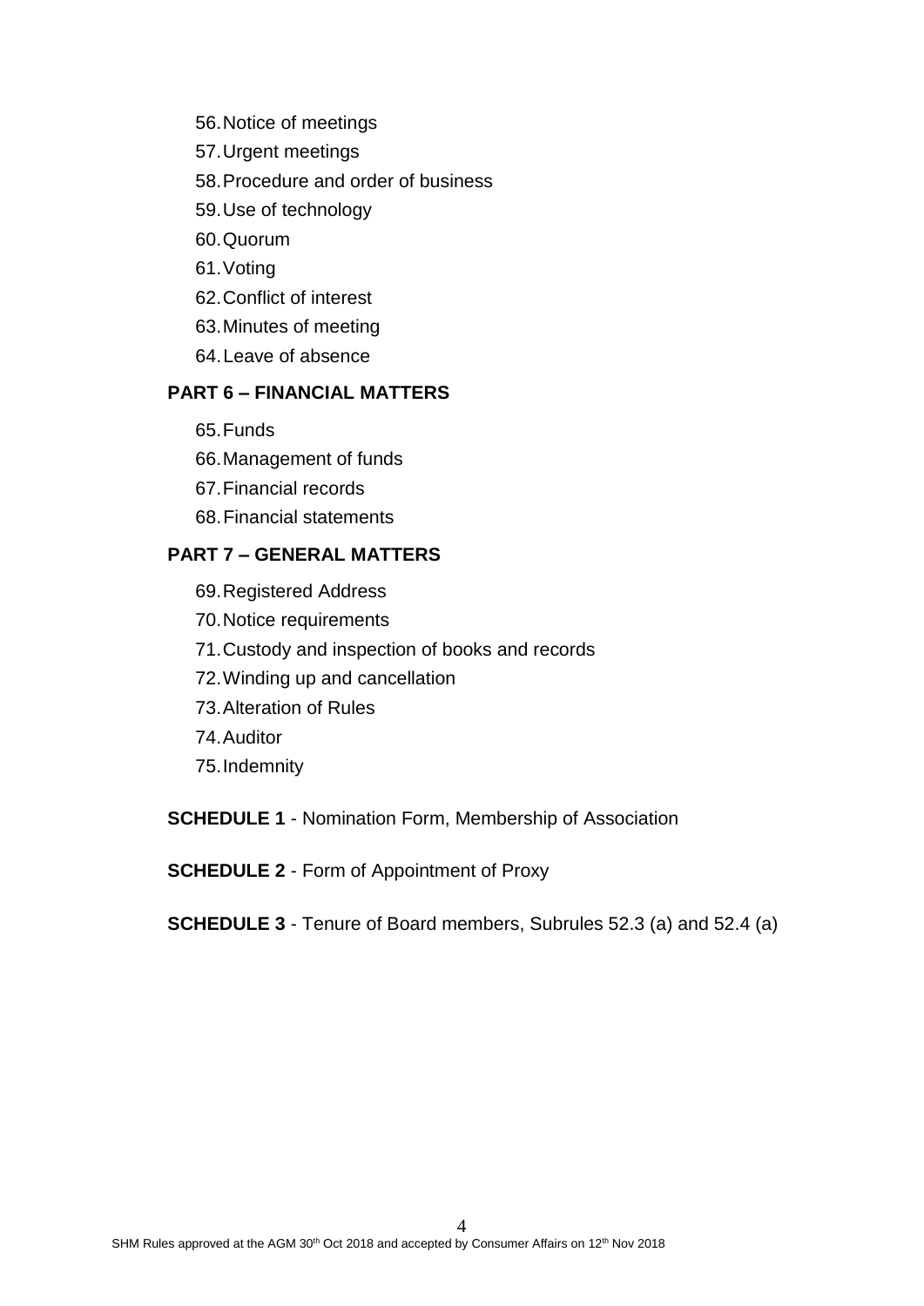56. Notice of meetings
57. Urgent meetings
58. Procedure and order of business
59. Use of technology
60. Quorum
61. Voting
62. Conflict of interest
63. Minutes of meeting
64. Leave of absence

## PART 6 – FINANCIAL MATTERS

65. Funds
66. Management of funds
67. Financial records
68. Financial statements

## PART 7 – GENERAL MATTERS

69. Registered Address
70. Notice requirements
71. Custody and inspection of books and records
72. Winding up and cancellation
73. Alteration of Rules
74. Auditor
75. Indemnity

**SCHEDULE 1** - Nomination Form, Membership of Association

**SCHEDULE 2** - Form of Appointment of Proxy

**SCHEDULE 3** - Tenure of Board members, Subrules 52.3 (a) and 52.4 (a)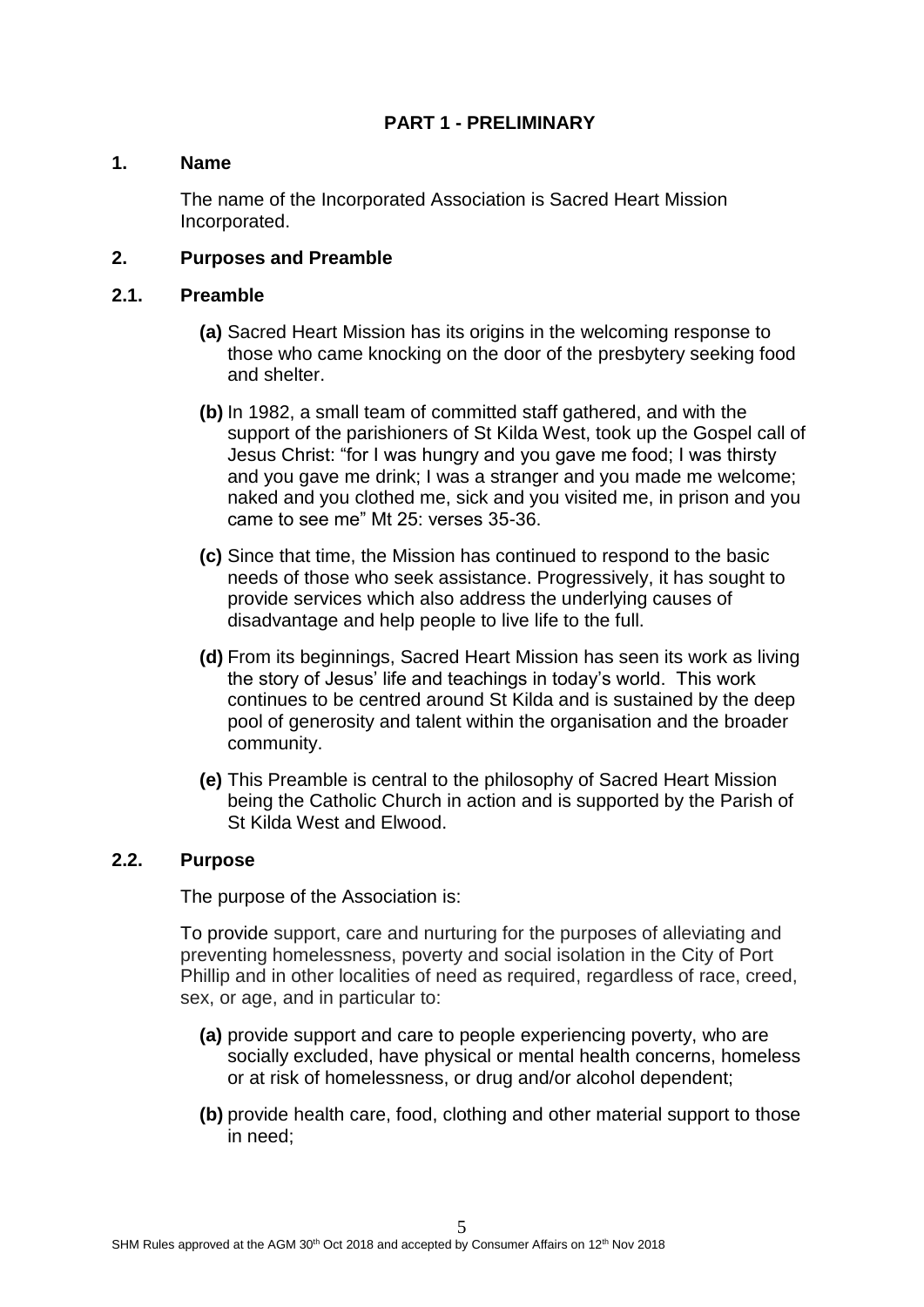## PART 1 - PRELIMINARY

### 1. Name

The name of the Incorporated Association is Sacred Heart Mission Incorporated.

### 2. Purposes and Preamble

### 2.1. Preamble

**(a)** Sacred Heart Mission has its origins in the welcoming response to those who came knocking on the door of the presbytery seeking food and shelter.

**(b)** In 1982, a small team of committed staff gathered, and with the support of the parishioners of St Kilda West, took up the Gospel call of Jesus Christ: "for I was hungry and you gave me food; I was thirsty and you gave me drink; I was a stranger and you made me welcome; naked and you clothed me, sick and you visited me, in prison and you came to see me" Mt 25: verses 35-36.

**(c)** Since that time, the Mission has continued to respond to the basic needs of those who seek assistance. Progressively, it has sought to provide services which also address the underlying causes of disadvantage and help people to live life to the full.

**(d)** From its beginnings, Sacred Heart Mission has seen its work as living the story of Jesus' life and teachings in today's world. This work continues to be centred around St Kilda and is sustained by the deep pool of generosity and talent within the organisation and the broader community.

**(e)** This Preamble is central to the philosophy of Sacred Heart Mission being the Catholic Church in action and is supported by the Parish of St Kilda West and Elwood.

### 2.2. Purpose

The purpose of the Association is:

To provide support, care and nurturing for the purposes of alleviating and preventing homelessness, poverty and social isolation in the City of Port Phillip and in other localities of need as required, regardless of race, creed, sex, or age, and in particular to:

**(a)** provide support and care to people experiencing poverty, who are socially excluded, have physical or mental health concerns, homeless or at risk of homelessness, or drug and/or alcohol dependent;

**(b)** provide health care, food, clothing and other material support to those in need;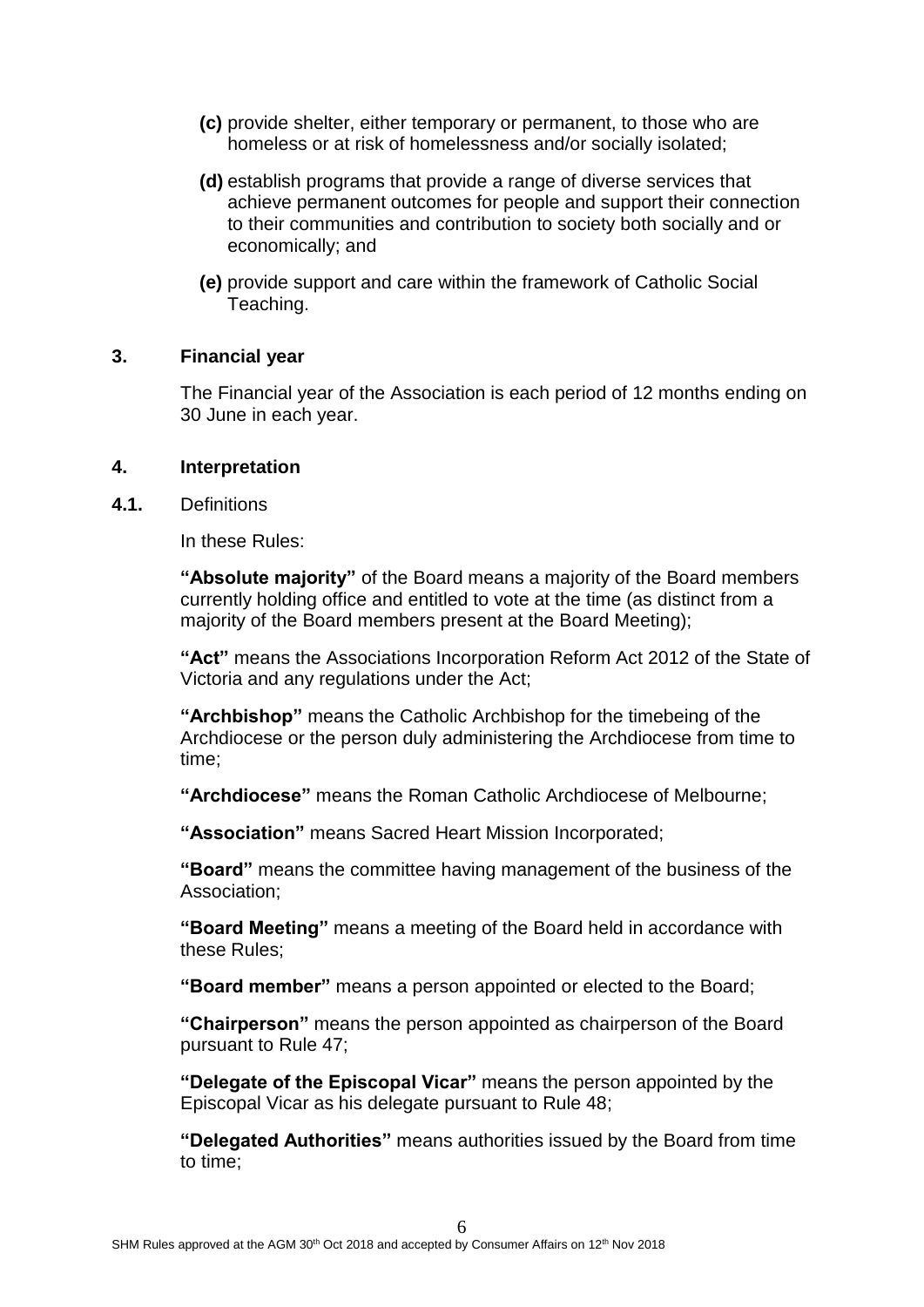**(c)** provide shelter, either temporary or permanent, to those who are homeless or at risk of homelessness and/or socially isolated;

**(d)** establish programs that provide a range of diverse services that achieve permanent outcomes for people and support their connection to their communities and contribution to society both socially and or economically; and

**(e)** provide support and care within the framework of Catholic Social Teaching.

## 3. Financial year

The Financial year of the Association is each period of 12 months ending on 30 June in each year.

## 4. Interpretation

**4.1.** Definitions

In these Rules:

**"Absolute majority"** of the Board means a majority of the Board members currently holding office and entitled to vote at the time (as distinct from a majority of the Board members present at the Board Meeting);

**"Act"** means the Associations Incorporation Reform Act 2012 of the State of Victoria and any regulations under the Act;

**"Archbishop"** means the Catholic Archbishop for the timebeing of the Archdiocese or the person duly administering the Archdiocese from time to time;

**"Archdiocese"** means the Roman Catholic Archdiocese of Melbourne;

**"Association"** means Sacred Heart Mission Incorporated;

**"Board"** means the committee having management of the business of the Association;

**"Board Meeting"** means a meeting of the Board held in accordance with these Rules;

**"Board member"** means a person appointed or elected to the Board;

**"Chairperson"** means the person appointed as chairperson of the Board pursuant to Rule 47;

**"Delegate of the Episcopal Vicar"** means the person appointed by the Episcopal Vicar as his delegate pursuant to Rule 48;

**"Delegated Authorities"** means authorities issued by the Board from time to time;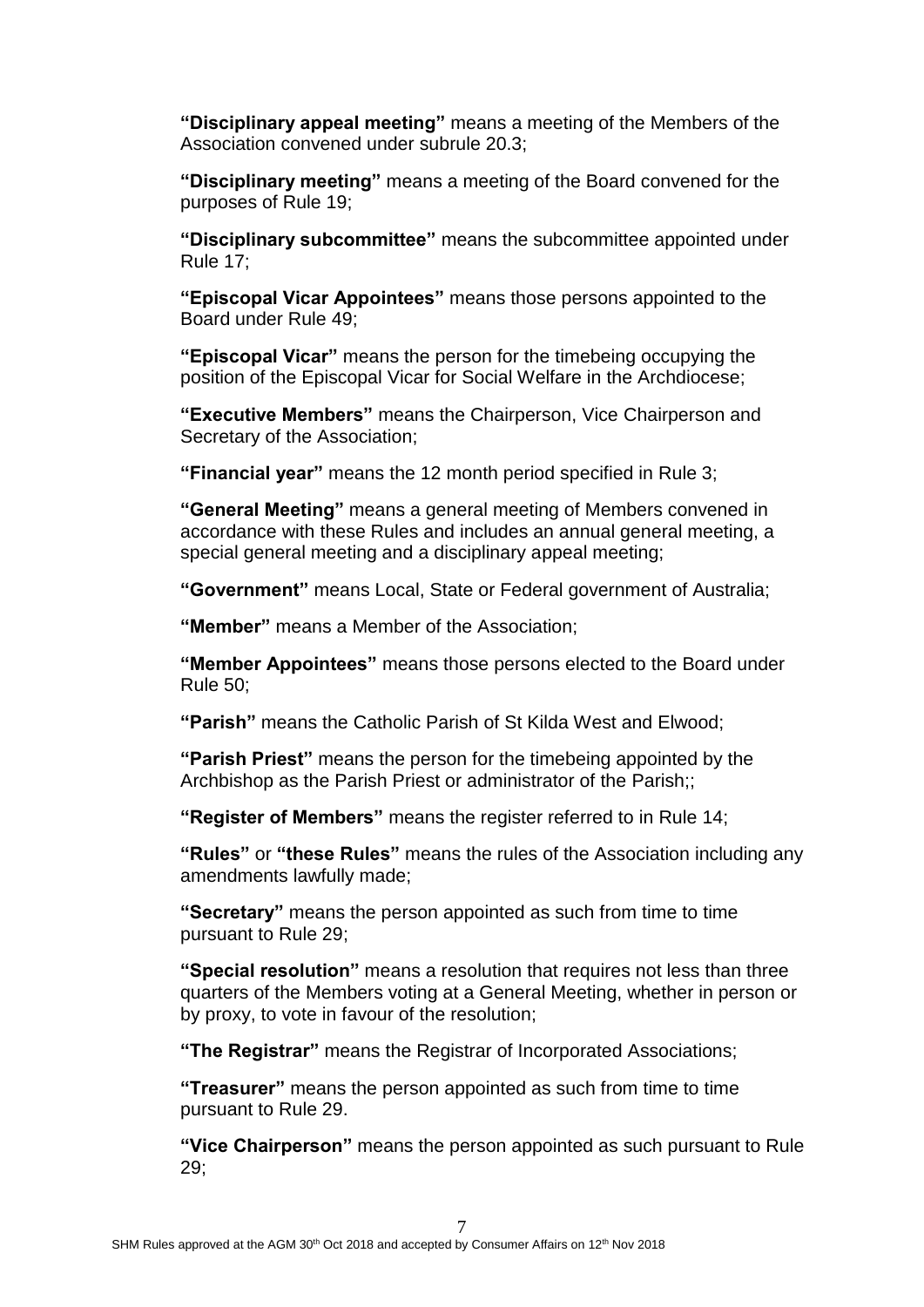**"Disciplinary appeal meeting"** means a meeting of the Members of the Association convened under subrule 20.3;

**"Disciplinary meeting"** means a meeting of the Board convened for the purposes of Rule 19;

**"Disciplinary subcommittee"** means the subcommittee appointed under Rule 17;

**"Episcopal Vicar Appointees"** means those persons appointed to the Board under Rule 49;

**"Episcopal Vicar"** means the person for the timebeing occupying the position of the Episcopal Vicar for Social Welfare in the Archdiocese;

**"Executive Members"** means the Chairperson, Vice Chairperson and Secretary of the Association;

**"Financial year"** means the 12 month period specified in Rule 3;

**"General Meeting"** means a general meeting of Members convened in accordance with these Rules and includes an annual general meeting, a special general meeting and a disciplinary appeal meeting;

**"Government"** means Local, State or Federal government of Australia;

**"Member"** means a Member of the Association;

**"Member Appointees"** means those persons elected to the Board under Rule 50;

**"Parish"** means the Catholic Parish of St Kilda West and Elwood;

**"Parish Priest"** means the person for the timebeing appointed by the Archbishop as the Parish Priest or administrator of the Parish;;

**"Register of Members"** means the register referred to in Rule 14;

**"Rules"** or **"these Rules"** means the rules of the Association including any amendments lawfully made;

**"Secretary"** means the person appointed as such from time to time pursuant to Rule 29;

**"Special resolution"** means a resolution that requires not less than three quarters of the Members voting at a General Meeting, whether in person or by proxy, to vote in favour of the resolution;

**"The Registrar"** means the Registrar of Incorporated Associations;

**"Treasurer"** means the person appointed as such from time to time pursuant to Rule 29.

**"Vice Chairperson"** means the person appointed as such pursuant to Rule 29;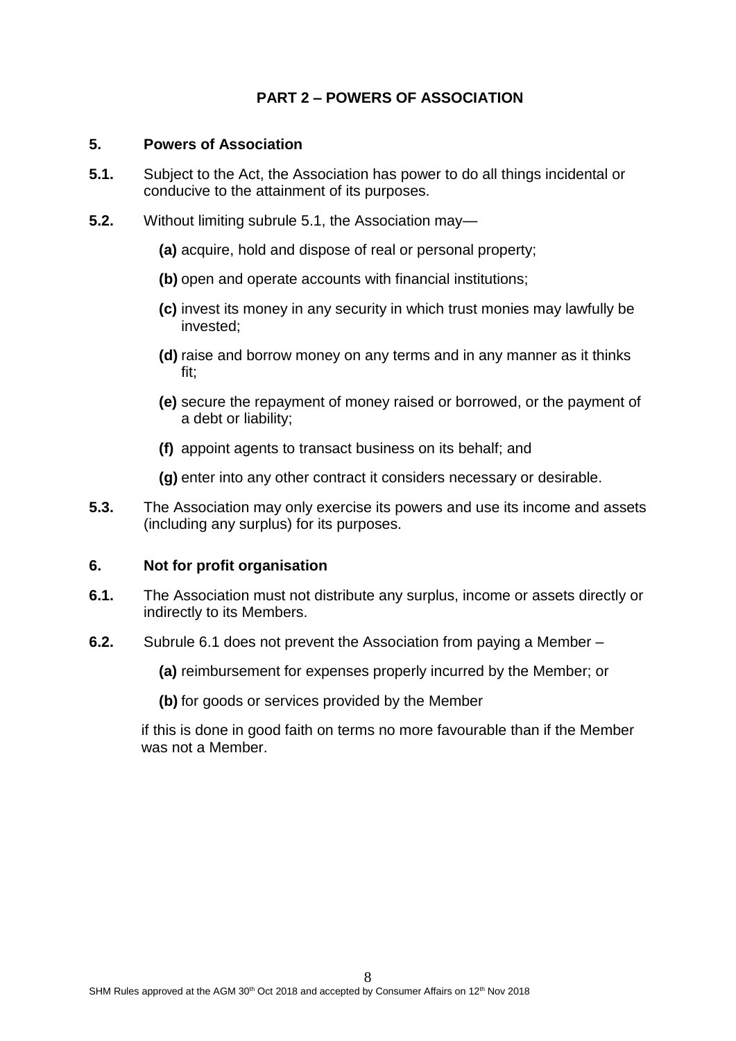## PART 2 – POWERS OF ASSOCIATION

### 5. Powers of Association

**5.1.** Subject to the Act, the Association has power to do all things incidental or conducive to the attainment of its purposes.

**5.2.** Without limiting subrule 5.1, the Association may—

- **(a)** acquire, hold and dispose of real or personal property;
- **(b)** open and operate accounts with financial institutions;
- **(c)** invest its money in any security in which trust monies may lawfully be invested;
- **(d)** raise and borrow money on any terms and in any manner as it thinks fit;
- **(e)** secure the repayment of money raised or borrowed, or the payment of a debt or liability;
- **(f)** appoint agents to transact business on its behalf; and
- **(g)** enter into any other contract it considers necessary or desirable.

**5.3.** The Association may only exercise its powers and use its income and assets (including any surplus) for its purposes.

### 6. Not for profit organisation

**6.1.** The Association must not distribute any surplus, income or assets directly or indirectly to its Members.

**6.2.** Subrule 6.1 does not prevent the Association from paying a Member –

- **(a)** reimbursement for expenses properly incurred by the Member; or
- **(b)** for goods or services provided by the Member

if this is done in good faith on terms no more favourable than if the Member was not a Member.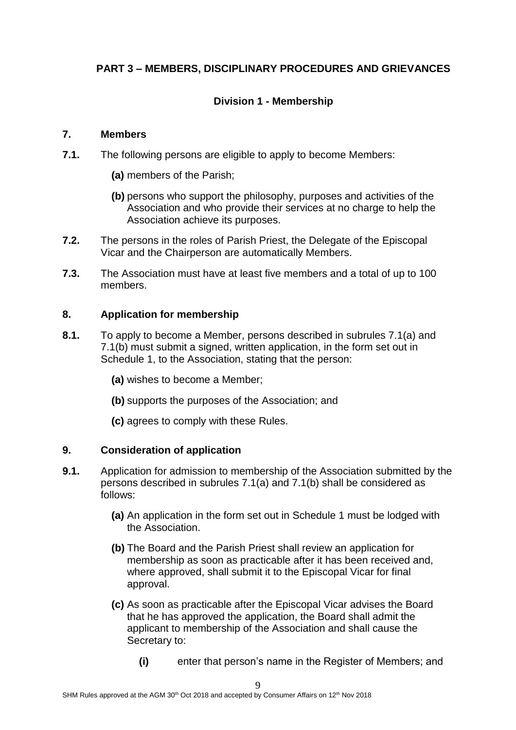## PART 3 – MEMBERS, DISCIPLINARY PROCEDURES AND GRIEVANCES

### Division 1 - Membership

**7. Members**

**7.1.** The following persons are eligible to apply to become Members:

- **(a)** members of the Parish;
- **(b)** persons who support the philosophy, purposes and activities of the Association and who provide their services at no charge to help the Association achieve its purposes.

**7.2.** The persons in the roles of Parish Priest, the Delegate of the Episcopal Vicar and the Chairperson are automatically Members.

**7.3.** The Association must have at least five members and a total of up to 100 members.

**8. Application for membership**

**8.1.** To apply to become a Member, persons described in subrules 7.1(a) and 7.1(b) must submit a signed, written application, in the form set out in Schedule 1, to the Association, stating that the person:

- **(a)** wishes to become a Member;
- **(b)** supports the purposes of the Association; and
- **(c)** agrees to comply with these Rules.

**9. Consideration of application**

**9.1.** Application for admission to membership of the Association submitted by the persons described in subrules 7.1(a) and 7.1(b) shall be considered as follows:

- **(a)** An application in the form set out in Schedule 1 must be lodged with the Association.
- **(b)** The Board and the Parish Priest shall review an application for membership as soon as practicable after it has been received and, where approved, shall submit it to the Episcopal Vicar for final approval.
- **(c)** As soon as practicable after the Episcopal Vicar advises the Board that he has approved the application, the Board shall admit the applicant to membership of the Association and shall cause the Secretary to:
  - **(i)** enter that person's name in the Register of Members; and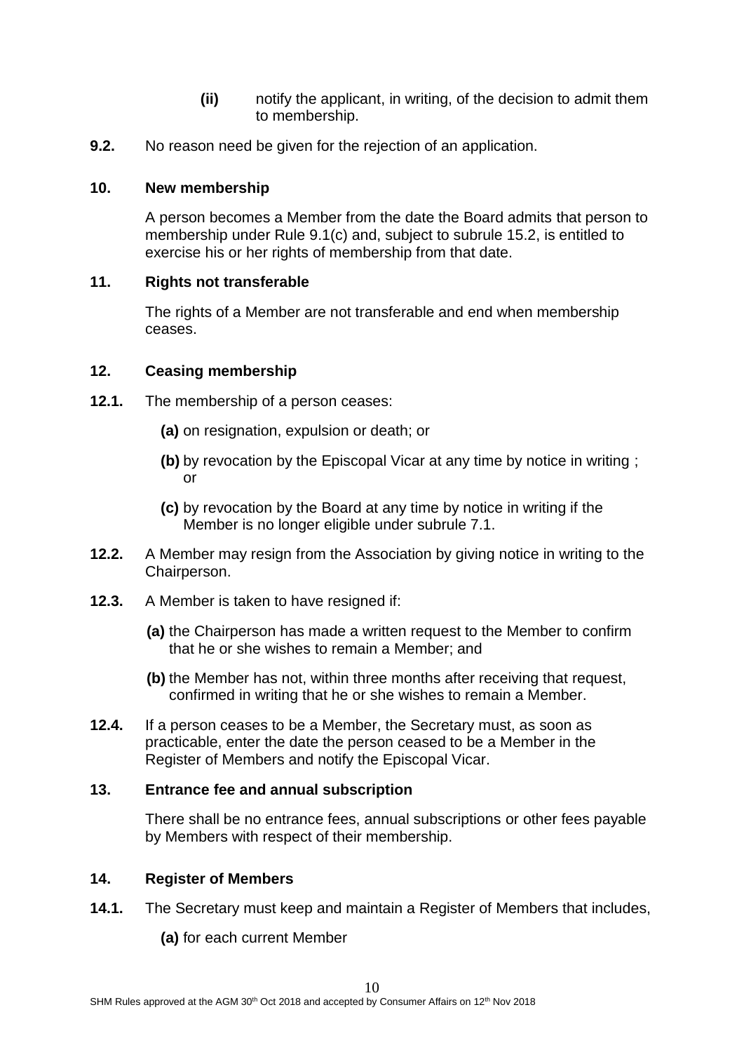(ii) notify the applicant, in writing, of the decision to admit them to membership.

**9.2.** No reason need be given for the rejection of an application.

## 10. New membership

A person becomes a Member from the date the Board admits that person to membership under Rule 9.1(c) and, subject to subrule 15.2, is entitled to exercise his or her rights of membership from that date.

## 11. Rights not transferable

The rights of a Member are not transferable and end when membership ceases.

## 12. Ceasing membership

**12.1.** The membership of a person ceases:

- **(a)** on resignation, expulsion or death; or
- **(b)** by revocation by the Episcopal Vicar at any time by notice in writing ; or
- **(c)** by revocation by the Board at any time by notice in writing if the Member is no longer eligible under subrule 7.1.

**12.2.** A Member may resign from the Association by giving notice in writing to the Chairperson.

**12.3.** A Member is taken to have resigned if:

- **(a)** the Chairperson has made a written request to the Member to confirm that he or she wishes to remain a Member; and
- **(b)** the Member has not, within three months after receiving that request, confirmed in writing that he or she wishes to remain a Member.

**12.4.** If a person ceases to be a Member, the Secretary must, as soon as practicable, enter the date the person ceased to be a Member in the Register of Members and notify the Episcopal Vicar.

## 13. Entrance fee and annual subscription

There shall be no entrance fees, annual subscriptions or other fees payable by Members with respect of their membership.

## 14. Register of Members

**14.1.** The Secretary must keep and maintain a Register of Members that includes,

- **(a)** for each current Member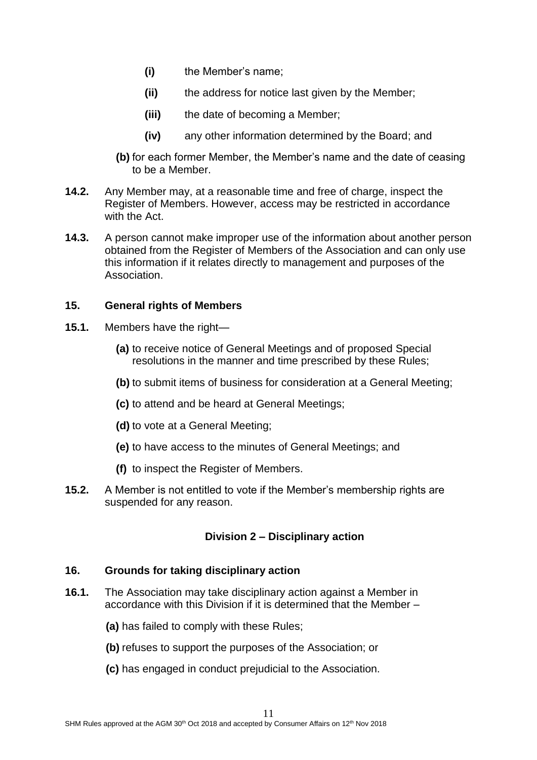- **(i)** the Member's name;
- **(ii)** the address for notice last given by the Member;
- **(iii)** the date of becoming a Member;
- **(iv)** any other information determined by the Board; and

**(b)** for each former Member, the Member's name and the date of ceasing to be a Member.

**14.2.** Any Member may, at a reasonable time and free of charge, inspect the Register of Members. However, access may be restricted in accordance with the Act.

**14.3.** A person cannot make improper use of the information about another person obtained from the Register of Members of the Association and can only use this information if it relates directly to management and purposes of the Association.

### 15. General rights of Members

**15.1.** Members have the right—

- **(a)** to receive notice of General Meetings and of proposed Special resolutions in the manner and time prescribed by these Rules;
- **(b)** to submit items of business for consideration at a General Meeting;
- **(c)** to attend and be heard at General Meetings;
- **(d)** to vote at a General Meeting;
- **(e)** to have access to the minutes of General Meetings; and
- **(f)** to inspect the Register of Members.

**15.2.** A Member is not entitled to vote if the Member's membership rights are suspended for any reason.

## Division 2 – Disciplinary action

### 16. Grounds for taking disciplinary action

**16.1.** The Association may take disciplinary action against a Member in accordance with this Division if it is determined that the Member –

- **(a)** has failed to comply with these Rules;
- **(b)** refuses to support the purposes of the Association; or
- **(c)** has engaged in conduct prejudicial to the Association.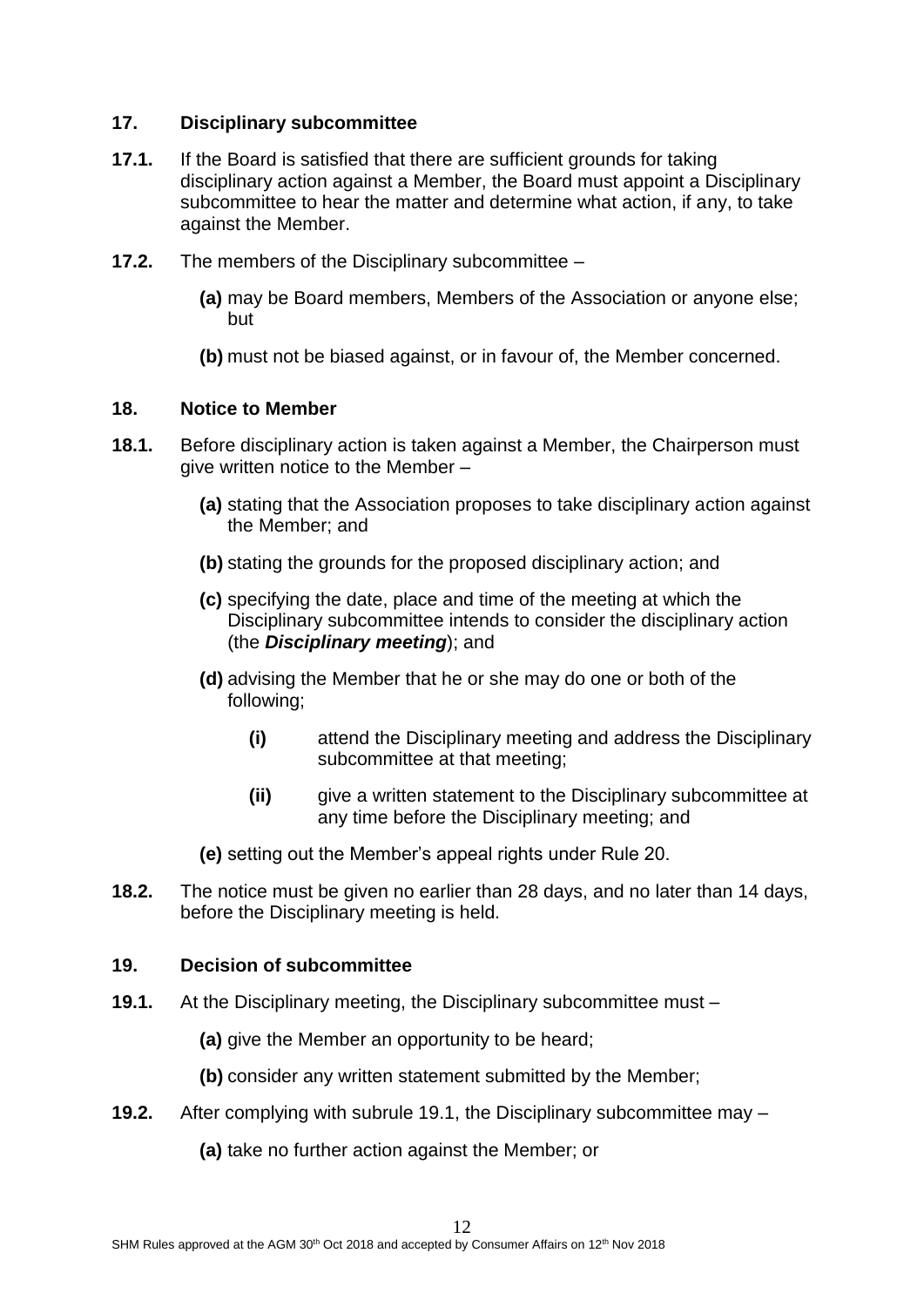## 17. Disciplinary subcommittee

**17.1.** If the Board is satisfied that there are sufficient grounds for taking disciplinary action against a Member, the Board must appoint a Disciplinary subcommittee to hear the matter and determine what action, if any, to take against the Member.

**17.2.** The members of the Disciplinary subcommittee –

- **(a)** may be Board members, Members of the Association or anyone else; but
- **(b)** must not be biased against, or in favour of, the Member concerned.

## 18. Notice to Member

**18.1.** Before disciplinary action is taken against a Member, the Chairperson must give written notice to the Member –

- **(a)** stating that the Association proposes to take disciplinary action against the Member; and
- **(b)** stating the grounds for the proposed disciplinary action; and
- **(c)** specifying the date, place and time of the meeting at which the Disciplinary subcommittee intends to consider the disciplinary action (the ***Disciplinary meeting***); and
- **(d)** advising the Member that he or she may do one or both of the following;
  - **(i)** attend the Disciplinary meeting and address the Disciplinary subcommittee at that meeting;
  - **(ii)** give a written statement to the Disciplinary subcommittee at any time before the Disciplinary meeting; and
- **(e)** setting out the Member's appeal rights under Rule 20.

**18.2.** The notice must be given no earlier than 28 days, and no later than 14 days, before the Disciplinary meeting is held.

## 19. Decision of subcommittee

**19.1.** At the Disciplinary meeting, the Disciplinary subcommittee must –

- **(a)** give the Member an opportunity to be heard;
- **(b)** consider any written statement submitted by the Member;

**19.2.** After complying with subrule 19.1, the Disciplinary subcommittee may –

- **(a)** take no further action against the Member; or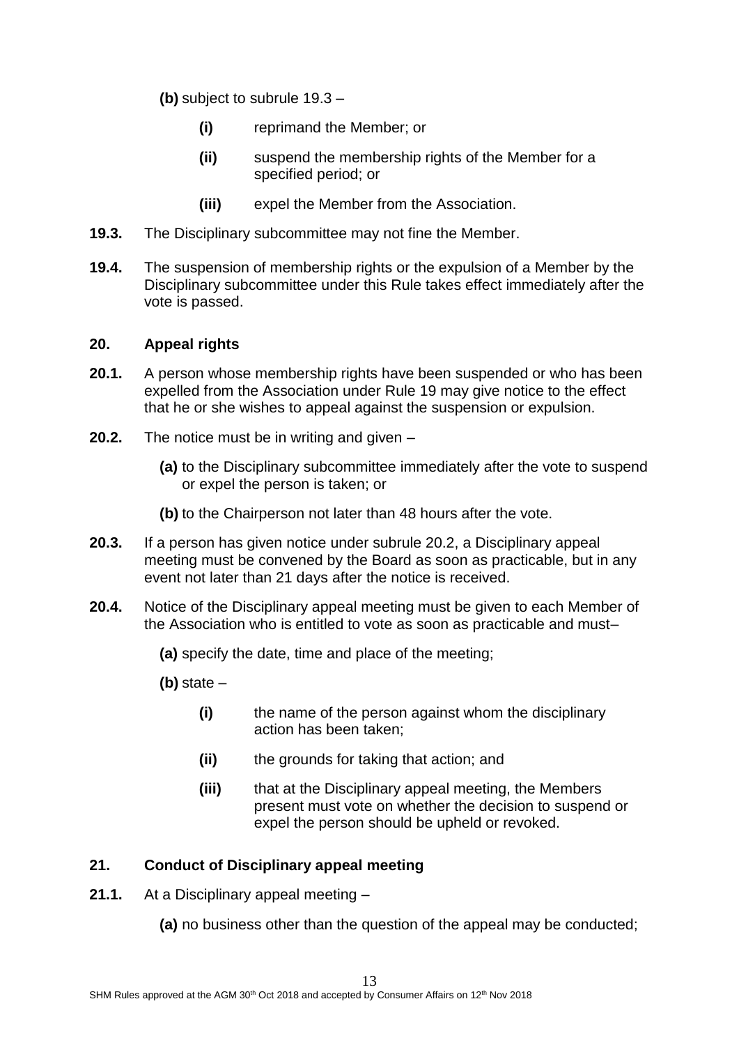**(b)** subject to subrule 19.3 –

> **(i)** reprimand the Member; or
>
> **(ii)** suspend the membership rights of the Member for a specified period; or
>
> **(iii)** expel the Member from the Association.

**19.3.** The Disciplinary subcommittee may not fine the Member.

**19.4.** The suspension of membership rights or the expulsion of a Member by the Disciplinary subcommittee under this Rule takes effect immediately after the vote is passed.

## 20. Appeal rights

**20.1.** A person whose membership rights have been suspended or who has been expelled from the Association under Rule 19 may give notice to the effect that he or she wishes to appeal against the suspension or expulsion.

**20.2.** The notice must be in writing and given –

**(a)** to the Disciplinary subcommittee immediately after the vote to suspend or expel the person is taken; or

**(b)** to the Chairperson not later than 48 hours after the vote.

**20.3.** If a person has given notice under subrule 20.2, a Disciplinary appeal meeting must be convened by the Board as soon as practicable, but in any event not later than 21 days after the notice is received.

**20.4.** Notice of the Disciplinary appeal meeting must be given to each Member of the Association who is entitled to vote as soon as practicable and must–

**(a)** specify the date, time and place of the meeting;

**(b)** state –

> **(i)** the name of the person against whom the disciplinary action has been taken;
>
> **(ii)** the grounds for taking that action; and
>
> **(iii)** that at the Disciplinary appeal meeting, the Members present must vote on whether the decision to suspend or expel the person should be upheld or revoked.

## 21. Conduct of Disciplinary appeal meeting

**21.1.** At a Disciplinary appeal meeting –

**(a)** no business other than the question of the appeal may be conducted;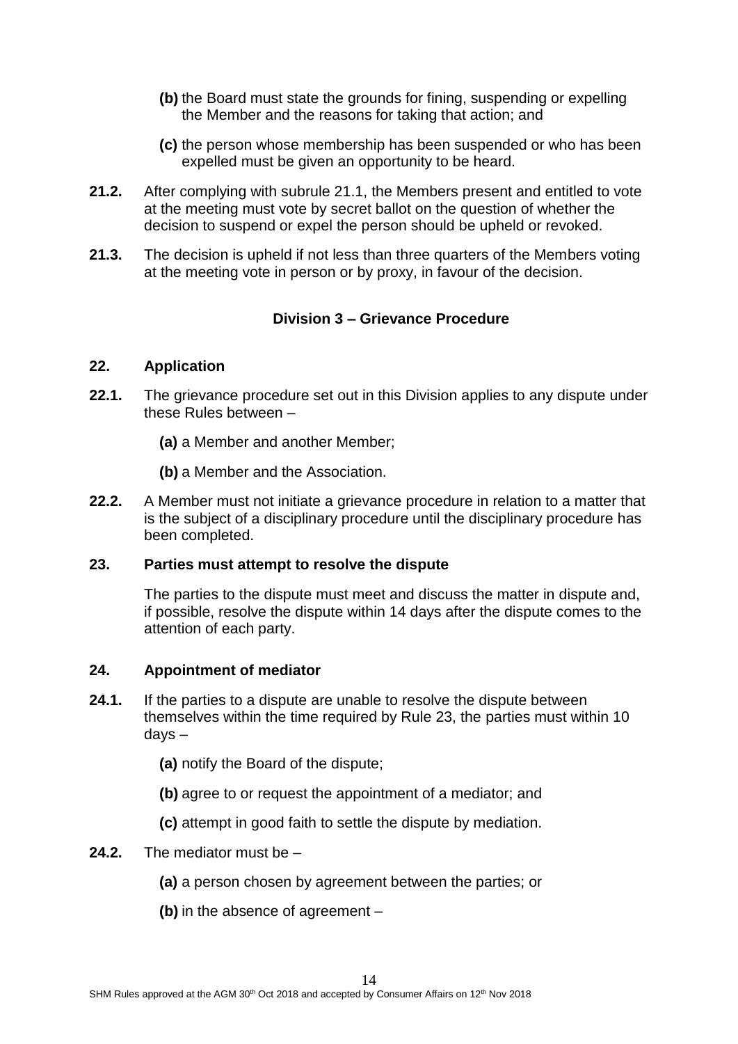**(b)** the Board must state the grounds for fining, suspending or expelling the Member and the reasons for taking that action; and

**(c)** the person whose membership has been suspended or who has been expelled must be given an opportunity to be heard.

**21.2.** After complying with subrule 21.1, the Members present and entitled to vote at the meeting must vote by secret ballot on the question of whether the decision to suspend or expel the person should be upheld or revoked.

**21.3.** The decision is upheld if not less than three quarters of the Members voting at the meeting vote in person or by proxy, in favour of the decision.

### Division 3 – Grievance Procedure

#### 22. Application

**22.1.** The grievance procedure set out in this Division applies to any dispute under these Rules between –

**(a)** a Member and another Member;

**(b)** a Member and the Association.

**22.2.** A Member must not initiate a grievance procedure in relation to a matter that is the subject of a disciplinary procedure until the disciplinary procedure has been completed.

#### 23. Parties must attempt to resolve the dispute

The parties to the dispute must meet and discuss the matter in dispute and, if possible, resolve the dispute within 14 days after the dispute comes to the attention of each party.

#### 24. Appointment of mediator

**24.1.** If the parties to a dispute are unable to resolve the dispute between themselves within the time required by Rule 23, the parties must within 10 days –

**(a)** notify the Board of the dispute;

**(b)** agree to or request the appointment of a mediator; and

**(c)** attempt in good faith to settle the dispute by mediation.

**24.2.** The mediator must be –

**(a)** a person chosen by agreement between the parties; or

**(b)** in the absence of agreement –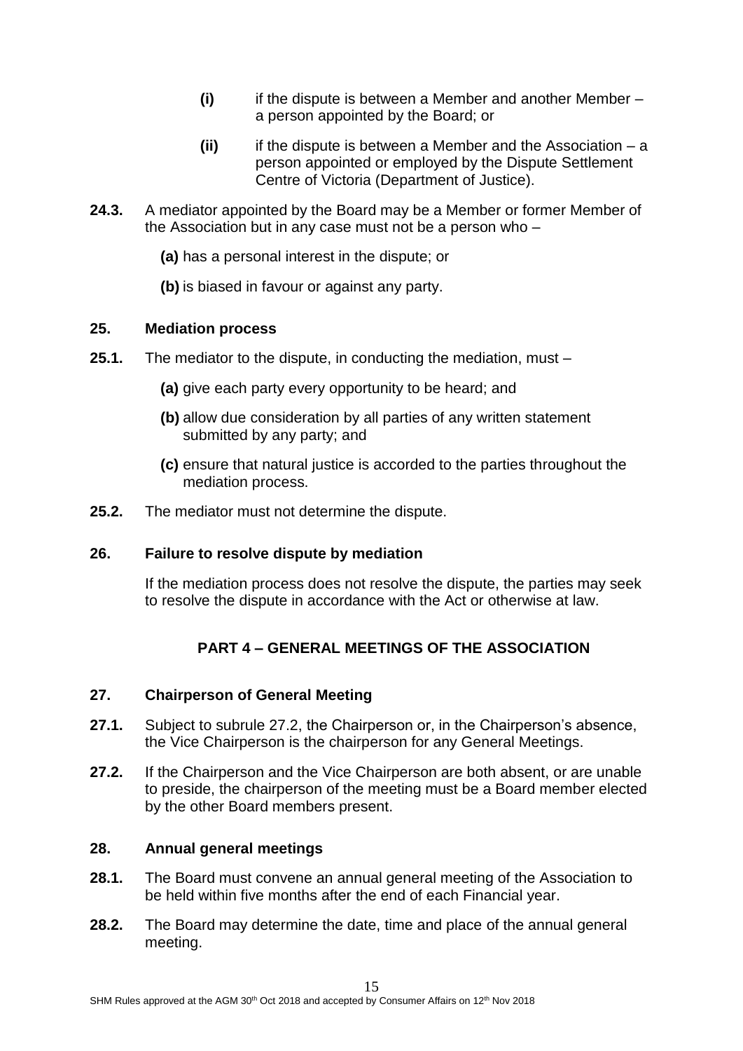**(i)** if the dispute is between a Member and another Member – a person appointed by the Board; or

**(ii)** if the dispute is between a Member and the Association – a person appointed or employed by the Dispute Settlement Centre of Victoria (Department of Justice).

**24.3.** A mediator appointed by the Board may be a Member or former Member of the Association but in any case must not be a person who –

**(a)** has a personal interest in the dispute; or

**(b)** is biased in favour or against any party.

### 25. Mediation process

**25.1.** The mediator to the dispute, in conducting the mediation, must –

**(a)** give each party every opportunity to be heard; and

**(b)** allow due consideration by all parties of any written statement submitted by any party; and

**(c)** ensure that natural justice is accorded to the parties throughout the mediation process.

**25.2.** The mediator must not determine the dispute.

### 26. Failure to resolve dispute by mediation

If the mediation process does not resolve the dispute, the parties may seek to resolve the dispute in accordance with the Act or otherwise at law.

## PART 4 – GENERAL MEETINGS OF THE ASSOCIATION

### 27. Chairperson of General Meeting

**27.1.** Subject to subrule 27.2, the Chairperson or, in the Chairperson's absence, the Vice Chairperson is the chairperson for any General Meetings.

**27.2.** If the Chairperson and the Vice Chairperson are both absent, or are unable to preside, the chairperson of the meeting must be a Board member elected by the other Board members present.

### 28. Annual general meetings

**28.1.** The Board must convene an annual general meeting of the Association to be held within five months after the end of each Financial year.

**28.2.** The Board may determine the date, time and place of the annual general meeting.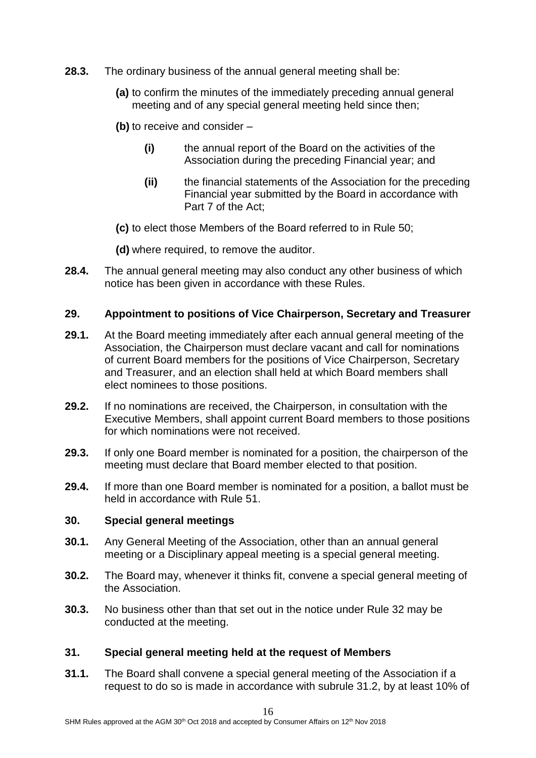**28.3.** The ordinary business of the annual general meeting shall be:

**(a)** to confirm the minutes of the immediately preceding annual general meeting and of any special general meeting held since then;

**(b)** to receive and consider –

**(i)** the annual report of the Board on the activities of the Association during the preceding Financial year; and

**(ii)** the financial statements of the Association for the preceding Financial year submitted by the Board in accordance with Part 7 of the Act;

**(c)** to elect those Members of the Board referred to in Rule 50;

**(d)** where required, to remove the auditor.

**28.4.** The annual general meeting may also conduct any other business of which notice has been given in accordance with these Rules.

## 29. Appointment to positions of Vice Chairperson, Secretary and Treasurer

**29.1.** At the Board meeting immediately after each annual general meeting of the Association, the Chairperson must declare vacant and call for nominations of current Board members for the positions of Vice Chairperson, Secretary and Treasurer, and an election shall held at which Board members shall elect nominees to those positions.

**29.2.** If no nominations are received, the Chairperson, in consultation with the Executive Members, shall appoint current Board members to those positions for which nominations were not received.

**29.3.** If only one Board member is nominated for a position, the chairperson of the meeting must declare that Board member elected to that position.

**29.4.** If more than one Board member is nominated for a position, a ballot must be held in accordance with Rule 51.

## 30. Special general meetings

**30.1.** Any General Meeting of the Association, other than an annual general meeting or a Disciplinary appeal meeting is a special general meeting.

**30.2.** The Board may, whenever it thinks fit, convene a special general meeting of the Association.

**30.3.** No business other than that set out in the notice under Rule 32 may be conducted at the meeting.

## 31. Special general meeting held at the request of Members

**31.1.** The Board shall convene a special general meeting of the Association if a request to do so is made in accordance with subrule 31.2, by at least 10% of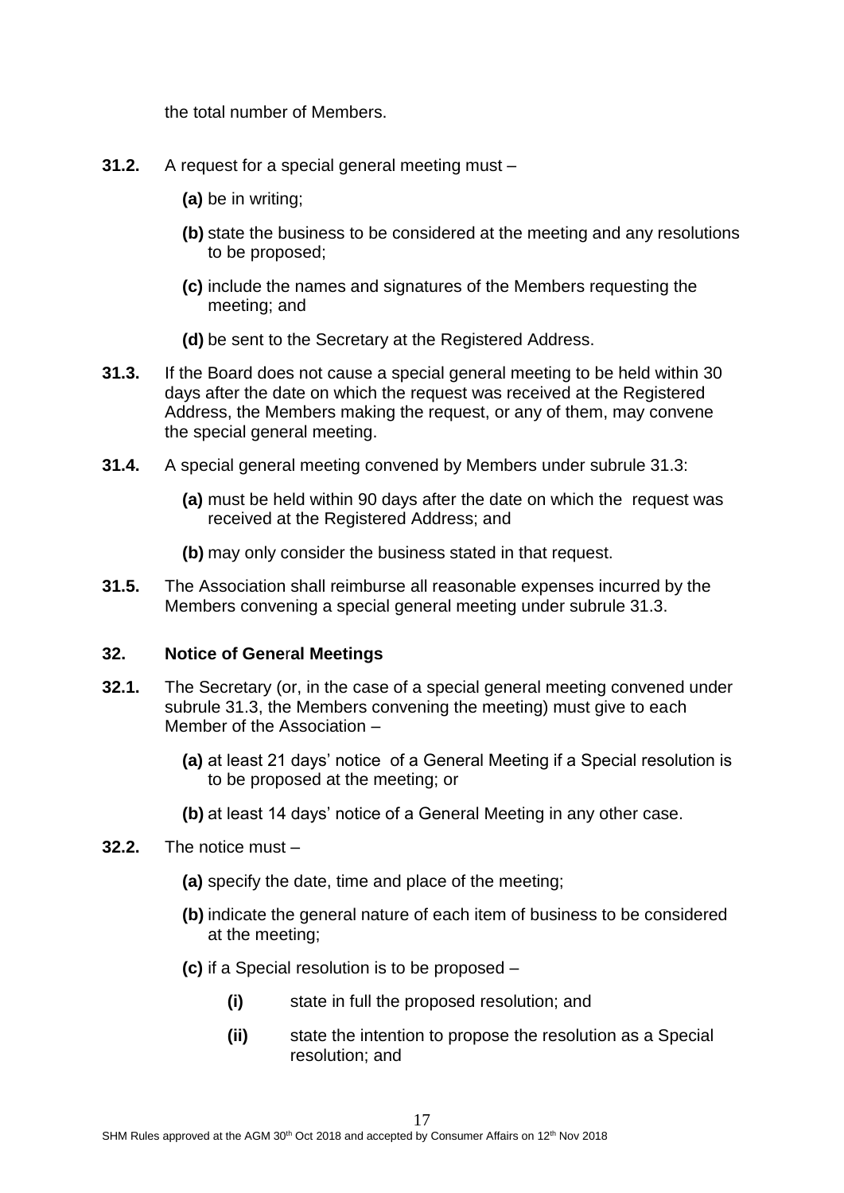the total number of Members.

**31.2.** A request for a special general meeting must –

**(a)** be in writing;

**(b)** state the business to be considered at the meeting and any resolutions to be proposed;

**(c)** include the names and signatures of the Members requesting the meeting; and

**(d)** be sent to the Secretary at the Registered Address.

**31.3.** If the Board does not cause a special general meeting to be held within 30 days after the date on which the request was received at the Registered Address, the Members making the request, or any of them, may convene the special general meeting.

**31.4.** A special general meeting convened by Members under subrule 31.3:

**(a)** must be held within 90 days after the date on which the request was received at the Registered Address; and

**(b)** may only consider the business stated in that request.

**31.5.** The Association shall reimburse all reasonable expenses incurred by the Members convening a special general meeting under subrule 31.3.

## 32. Notice of General Meetings

**32.1.** The Secretary (or, in the case of a special general meeting convened under subrule 31.3, the Members convening the meeting) must give to each Member of the Association –

**(a)** at least 21 days' notice of a General Meeting if a Special resolution is to be proposed at the meeting; or

**(b)** at least 14 days' notice of a General Meeting in any other case.

**32.2.** The notice must –

**(a)** specify the date, time and place of the meeting;

**(b)** indicate the general nature of each item of business to be considered at the meeting;

**(c)** if a Special resolution is to be proposed –

**(i)** state in full the proposed resolution; and

**(ii)** state the intention to propose the resolution as a Special resolution; and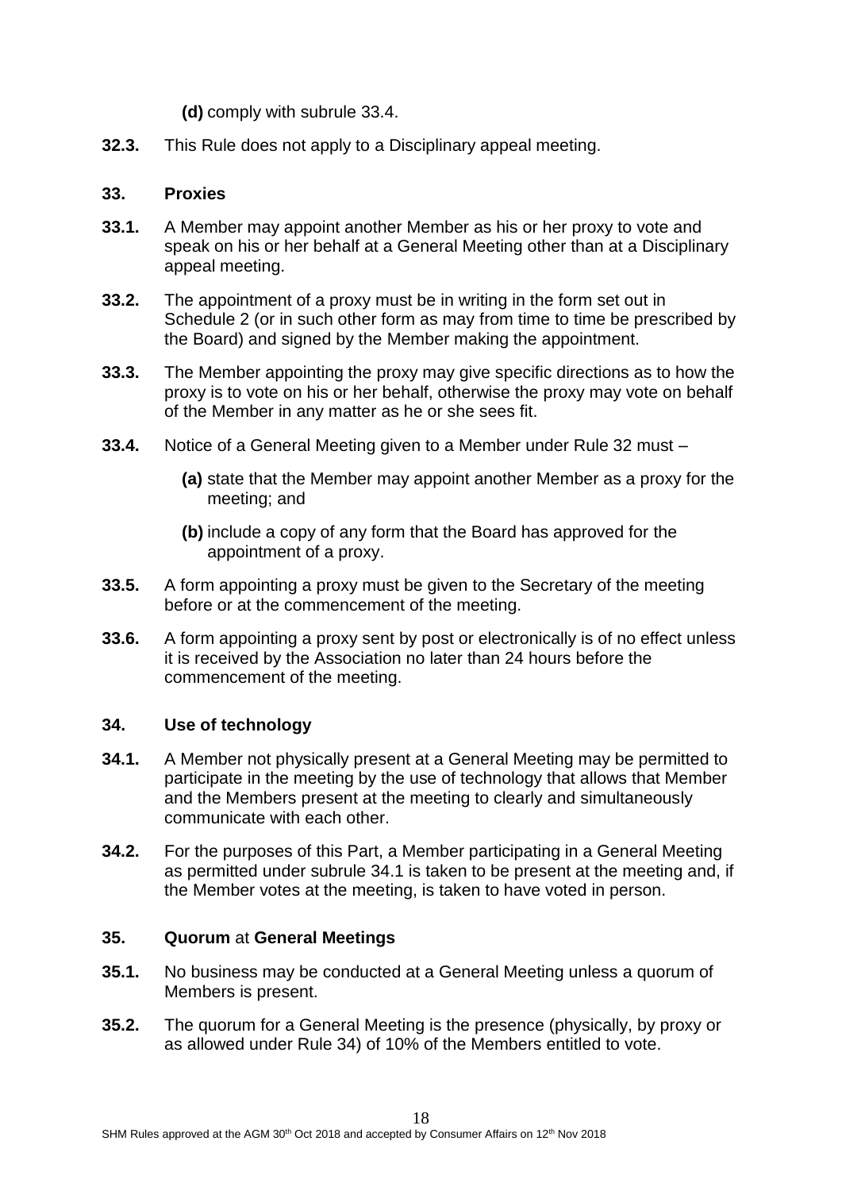**(d)** comply with subrule 33.4.

**32.3.** This Rule does not apply to a Disciplinary appeal meeting.

### 33. Proxies

**33.1.** A Member may appoint another Member as his or her proxy to vote and speak on his or her behalf at a General Meeting other than at a Disciplinary appeal meeting.

**33.2.** The appointment of a proxy must be in writing in the form set out in Schedule 2 (or in such other form as may from time to time be prescribed by the Board) and signed by the Member making the appointment.

**33.3.** The Member appointing the proxy may give specific directions as to how the proxy is to vote on his or her behalf, otherwise the proxy may vote on behalf of the Member in any matter as he or she sees fit.

**33.4.** Notice of a General Meeting given to a Member under Rule 32 must –

**(a)** state that the Member may appoint another Member as a proxy for the meeting; and

**(b)** include a copy of any form that the Board has approved for the appointment of a proxy.

**33.5.** A form appointing a proxy must be given to the Secretary of the meeting before or at the commencement of the meeting.

**33.6.** A form appointing a proxy sent by post or electronically is of no effect unless it is received by the Association no later than 24 hours before the commencement of the meeting.

### 34. Use of technology

**34.1.** A Member not physically present at a General Meeting may be permitted to participate in the meeting by the use of technology that allows that Member and the Members present at the meeting to clearly and simultaneously communicate with each other.

**34.2.** For the purposes of this Part, a Member participating in a General Meeting as permitted under subrule 34.1 is taken to be present at the meeting and, if the Member votes at the meeting, is taken to have voted in person.

### 35. Quorum at General Meetings

**35.1.** No business may be conducted at a General Meeting unless a quorum of Members is present.

**35.2.** The quorum for a General Meeting is the presence (physically, by proxy or as allowed under Rule 34) of 10% of the Members entitled to vote.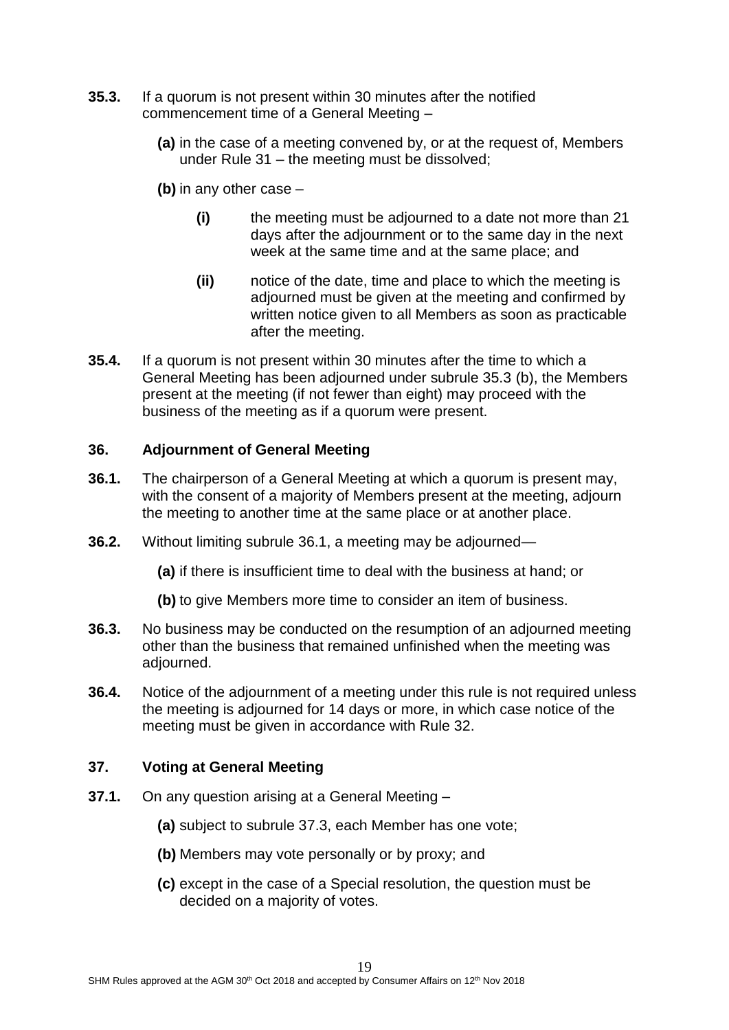**35.3.** If a quorum is not present within 30 minutes after the notified commencement time of a General Meeting –

- **(a)** in the case of a meeting convened by, or at the request of, Members under Rule 31 – the meeting must be dissolved;
- **(b)** in any other case –
  - **(i)** the meeting must be adjourned to a date not more than 21 days after the adjournment or to the same day in the next week at the same time and at the same place; and
  - **(ii)** notice of the date, time and place to which the meeting is adjourned must be given at the meeting and confirmed by written notice given to all Members as soon as practicable after the meeting.

**35.4.** If a quorum is not present within 30 minutes after the time to which a General Meeting has been adjourned under subrule 35.3 (b), the Members present at the meeting (if not fewer than eight) may proceed with the business of the meeting as if a quorum were present.

### 36. Adjournment of General Meeting

**36.1.** The chairperson of a General Meeting at which a quorum is present may, with the consent of a majority of Members present at the meeting, adjourn the meeting to another time at the same place or at another place.

**36.2.** Without limiting subrule 36.1, a meeting may be adjourned—

- **(a)** if there is insufficient time to deal with the business at hand; or
- **(b)** to give Members more time to consider an item of business.

**36.3.** No business may be conducted on the resumption of an adjourned meeting other than the business that remained unfinished when the meeting was adjourned.

**36.4.** Notice of the adjournment of a meeting under this rule is not required unless the meeting is adjourned for 14 days or more, in which case notice of the meeting must be given in accordance with Rule 32.

### 37. Voting at General Meeting

**37.1.** On any question arising at a General Meeting –

- **(a)** subject to subrule 37.3, each Member has one vote;
- **(b)** Members may vote personally or by proxy; and
- **(c)** except in the case of a Special resolution, the question must be decided on a majority of votes.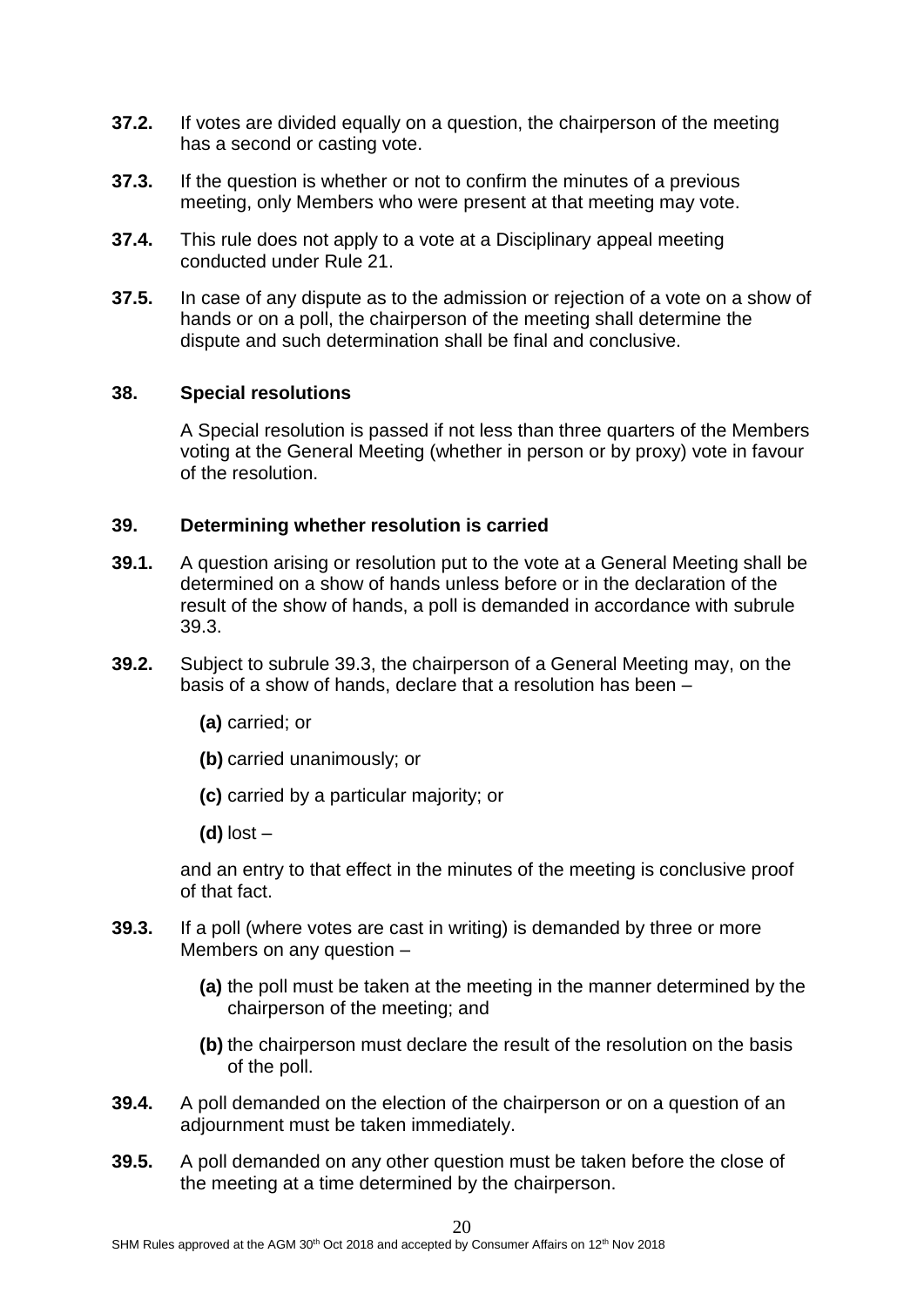**37.2.** If votes are divided equally on a question, the chairperson of the meeting has a second or casting vote.

**37.3.** If the question is whether or not to confirm the minutes of a previous meeting, only Members who were present at that meeting may vote.

**37.4.** This rule does not apply to a vote at a Disciplinary appeal meeting conducted under Rule 21.

**37.5.** In case of any dispute as to the admission or rejection of a vote on a show of hands or on a poll, the chairperson of the meeting shall determine the dispute and such determination shall be final and conclusive.

## 38. Special resolutions

A Special resolution is passed if not less than three quarters of the Members voting at the General Meeting (whether in person or by proxy) vote in favour of the resolution.

## 39. Determining whether resolution is carried

**39.1.** A question arising or resolution put to the vote at a General Meeting shall be determined on a show of hands unless before or in the declaration of the result of the show of hands, a poll is demanded in accordance with subrule 39.3.

**39.2.** Subject to subrule 39.3, the chairperson of a General Meeting may, on the basis of a show of hands, declare that a resolution has been –

**(a)** carried; or

**(b)** carried unanimously; or

**(c)** carried by a particular majority; or

**(d)** lost –

and an entry to that effect in the minutes of the meeting is conclusive proof of that fact.

**39.3.** If a poll (where votes are cast in writing) is demanded by three or more Members on any question –

**(a)** the poll must be taken at the meeting in the manner determined by the chairperson of the meeting; and

**(b)** the chairperson must declare the result of the resolution on the basis of the poll.

**39.4.** A poll demanded on the election of the chairperson or on a question of an adjournment must be taken immediately.

**39.5.** A poll demanded on any other question must be taken before the close of the meeting at a time determined by the chairperson.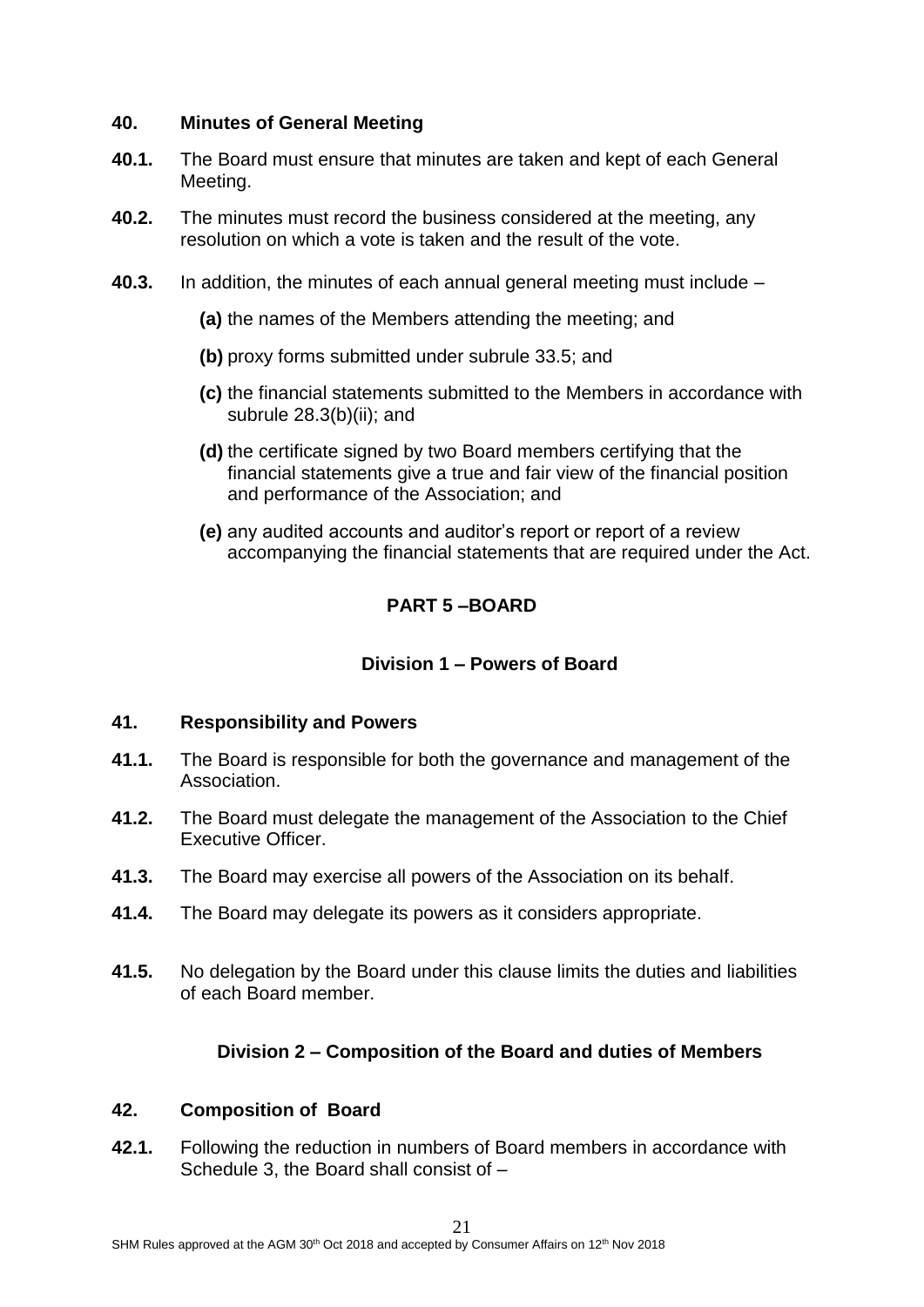**40. Minutes of General Meeting**

**40.1.** The Board must ensure that minutes are taken and kept of each General Meeting.

**40.2.** The minutes must record the business considered at the meeting, any resolution on which a vote is taken and the result of the vote.

**40.3.** In addition, the minutes of each annual general meeting must include –

**(a)** the names of the Members attending the meeting; and

**(b)** proxy forms submitted under subrule 33.5; and

**(c)** the financial statements submitted to the Members in accordance with subrule 28.3(b)(ii); and

**(d)** the certificate signed by two Board members certifying that the financial statements give a true and fair view of the financial position and performance of the Association; and

**(e)** any audited accounts and auditor's report or report of a review accompanying the financial statements that are required under the Act.

## PART 5 –BOARD

### Division 1 – Powers of Board

**41. Responsibility and Powers**

**41.1.** The Board is responsible for both the governance and management of the Association.

**41.2.** The Board must delegate the management of the Association to the Chief Executive Officer.

**41.3.** The Board may exercise all powers of the Association on its behalf.

**41.4.** The Board may delegate its powers as it considers appropriate.

**41.5.** No delegation by the Board under this clause limits the duties and liabilities of each Board member.

### Division 2 – Composition of the Board and duties of Members

**42. Composition of Board**

**42.1.** Following the reduction in numbers of Board members in accordance with Schedule 3, the Board shall consist of –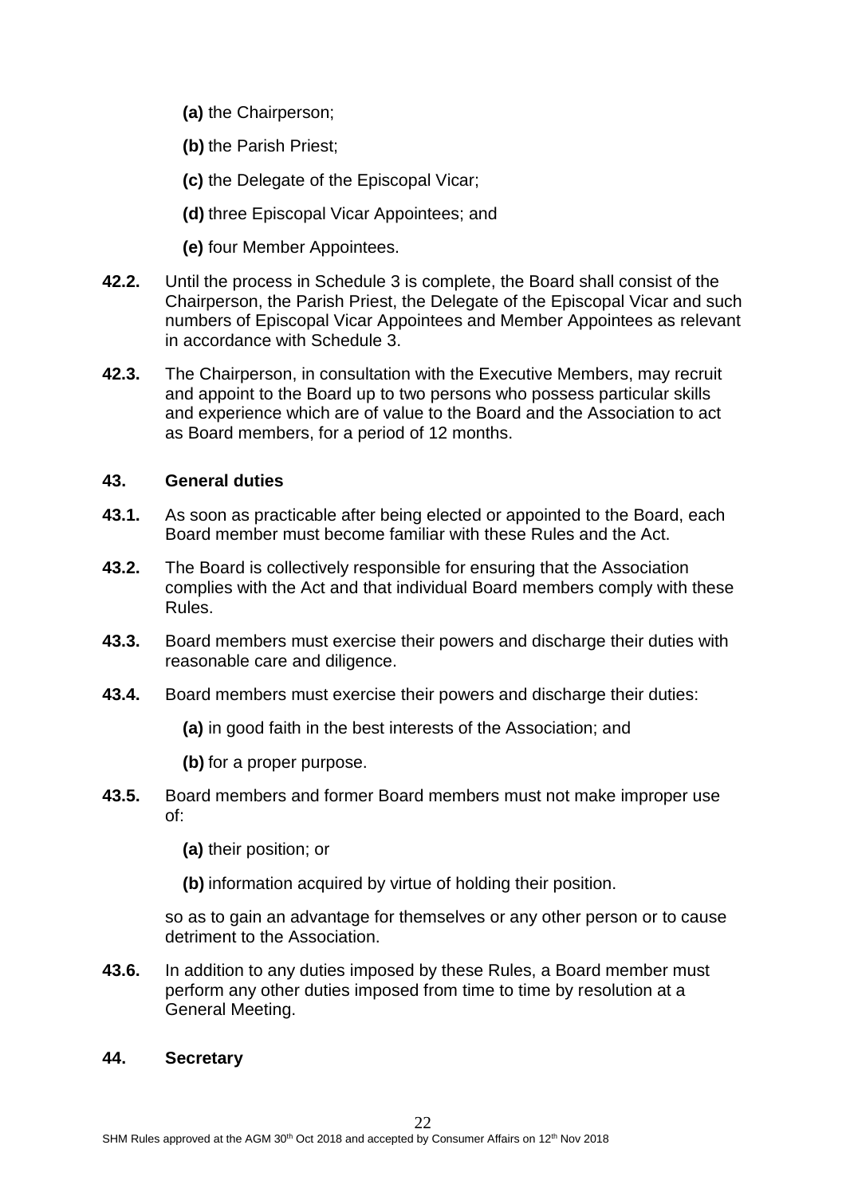**(a)** the Chairperson;

**(b)** the Parish Priest;

**(c)** the Delegate of the Episcopal Vicar;

**(d)** three Episcopal Vicar Appointees; and

**(e)** four Member Appointees.

**42.2.** Until the process in Schedule 3 is complete, the Board shall consist of the Chairperson, the Parish Priest, the Delegate of the Episcopal Vicar and such numbers of Episcopal Vicar Appointees and Member Appointees as relevant in accordance with Schedule 3.

**42.3.** The Chairperson, in consultation with the Executive Members, may recruit and appoint to the Board up to two persons who possess particular skills and experience which are of value to the Board and the Association to act as Board members, for a period of 12 months.

### 43. General duties

**43.1.** As soon as practicable after being elected or appointed to the Board, each Board member must become familiar with these Rules and the Act.

**43.2.** The Board is collectively responsible for ensuring that the Association complies with the Act and that individual Board members comply with these Rules.

**43.3.** Board members must exercise their powers and discharge their duties with reasonable care and diligence.

**43.4.** Board members must exercise their powers and discharge their duties:

**(a)** in good faith in the best interests of the Association; and

**(b)** for a proper purpose.

**43.5.** Board members and former Board members must not make improper use of:

**(a)** their position; or

**(b)** information acquired by virtue of holding their position.

so as to gain an advantage for themselves or any other person or to cause detriment to the Association.

**43.6.** In addition to any duties imposed by these Rules, a Board member must perform any other duties imposed from time to time by resolution at a General Meeting.

### 44. Secretary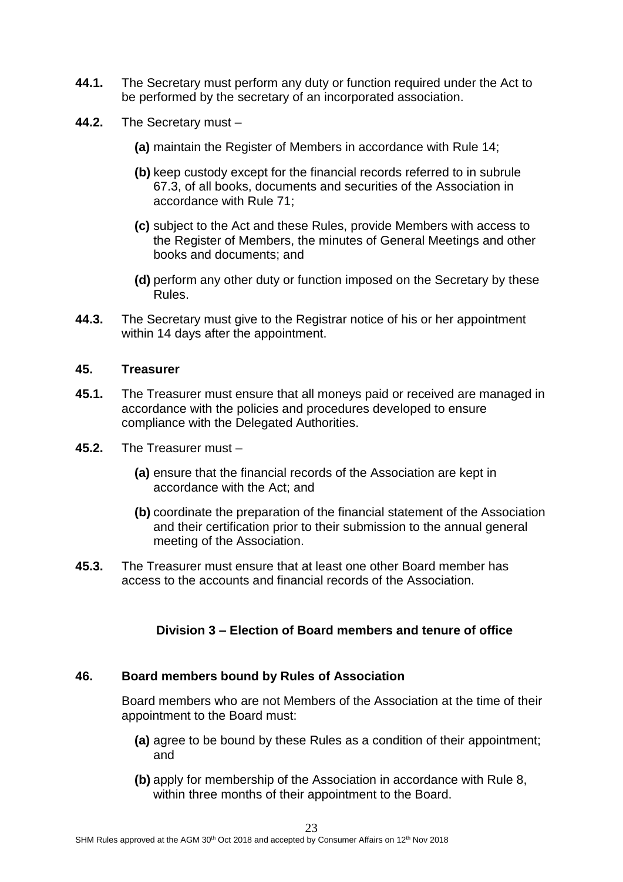**44.1.** The Secretary must perform any duty or function required under the Act to be performed by the secretary of an incorporated association.

**44.2.** The Secretary must –

- **(a)** maintain the Register of Members in accordance with Rule 14;
- **(b)** keep custody except for the financial records referred to in subrule 67.3, of all books, documents and securities of the Association in accordance with Rule 71;
- **(c)** subject to the Act and these Rules, provide Members with access to the Register of Members, the minutes of General Meetings and other books and documents; and
- **(d)** perform any other duty or function imposed on the Secretary by these Rules.

**44.3.** The Secretary must give to the Registrar notice of his or her appointment within 14 days after the appointment.

### 45. Treasurer

**45.1.** The Treasurer must ensure that all moneys paid or received are managed in accordance with the policies and procedures developed to ensure compliance with the Delegated Authorities.

**45.2.** The Treasurer must –

- **(a)** ensure that the financial records of the Association are kept in accordance with the Act; and
- **(b)** coordinate the preparation of the financial statement of the Association and their certification prior to their submission to the annual general meeting of the Association.

**45.3.** The Treasurer must ensure that at least one other Board member has access to the accounts and financial records of the Association.

## Division 3 – Election of Board members and tenure of office

### 46. Board members bound by Rules of Association

Board members who are not Members of the Association at the time of their appointment to the Board must:

- **(a)** agree to be bound by these Rules as a condition of their appointment; and
- **(b)** apply for membership of the Association in accordance with Rule 8, within three months of their appointment to the Board.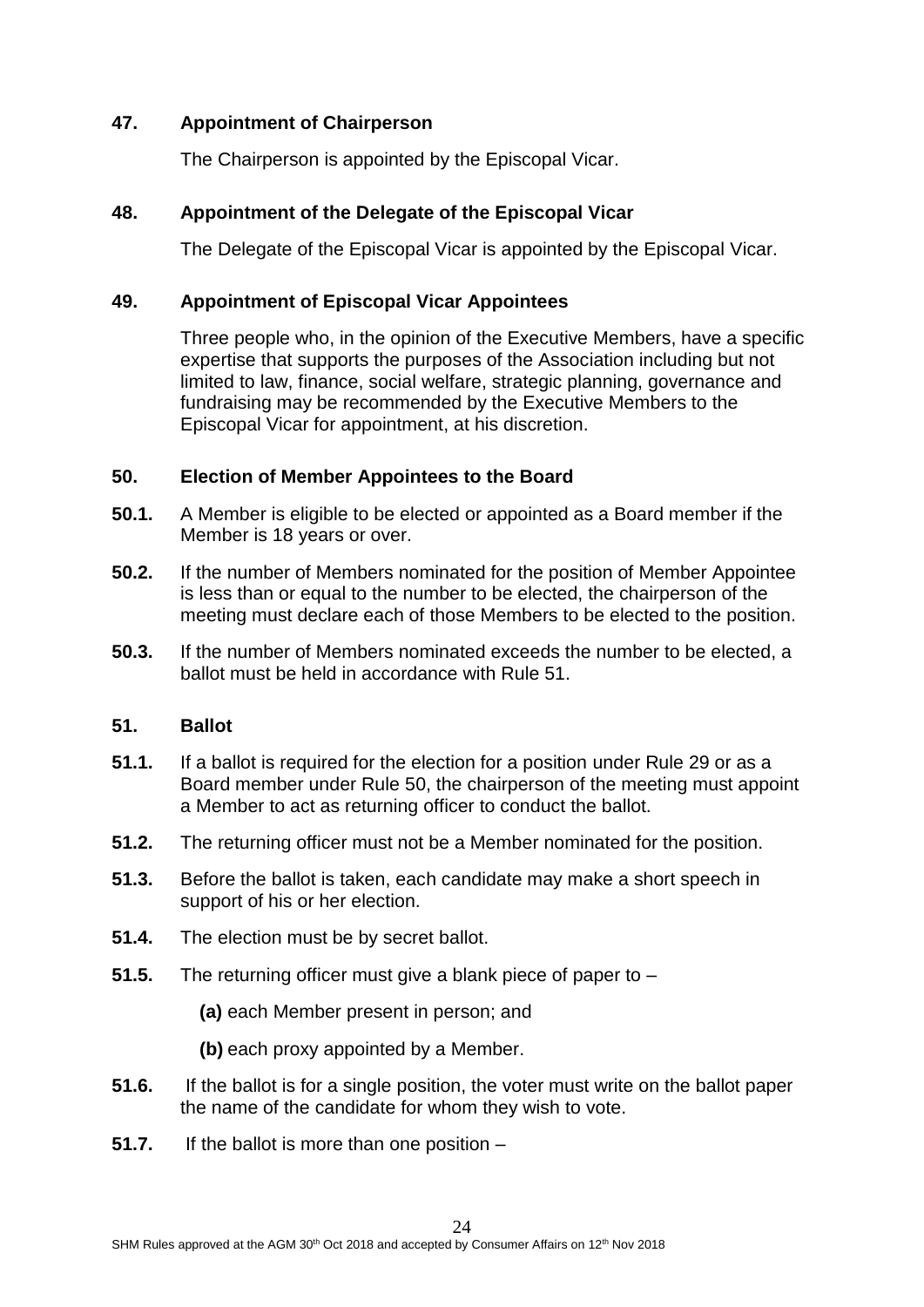## 47. Appointment of Chairperson

The Chairperson is appointed by the Episcopal Vicar.

## 48. Appointment of the Delegate of the Episcopal Vicar

The Delegate of the Episcopal Vicar is appointed by the Episcopal Vicar.

## 49. Appointment of Episcopal Vicar Appointees

Three people who, in the opinion of the Executive Members, have a specific expertise that supports the purposes of the Association including but not limited to law, finance, social welfare, strategic planning, governance and fundraising may be recommended by the Executive Members to the Episcopal Vicar for appointment, at his discretion.

## 50. Election of Member Appointees to the Board

**50.1.** A Member is eligible to be elected or appointed as a Board member if the Member is 18 years or over.

**50.2.** If the number of Members nominated for the position of Member Appointee is less than or equal to the number to be elected, the chairperson of the meeting must declare each of those Members to be elected to the position.

**50.3.** If the number of Members nominated exceeds the number to be elected, a ballot must be held in accordance with Rule 51.

## 51. Ballot

**51.1.** If a ballot is required for the election for a position under Rule 29 or as a Board member under Rule 50, the chairperson of the meeting must appoint a Member to act as returning officer to conduct the ballot.

**51.2.** The returning officer must not be a Member nominated for the position.

**51.3.** Before the ballot is taken, each candidate may make a short speech in support of his or her election.

**51.4.** The election must be by secret ballot.

**51.5.** The returning officer must give a blank piece of paper to –

**(a)** each Member present in person; and

**(b)** each proxy appointed by a Member.

**51.6.** If the ballot is for a single position, the voter must write on the ballot paper the name of the candidate for whom they wish to vote.

**51.7.** If the ballot is more than one position –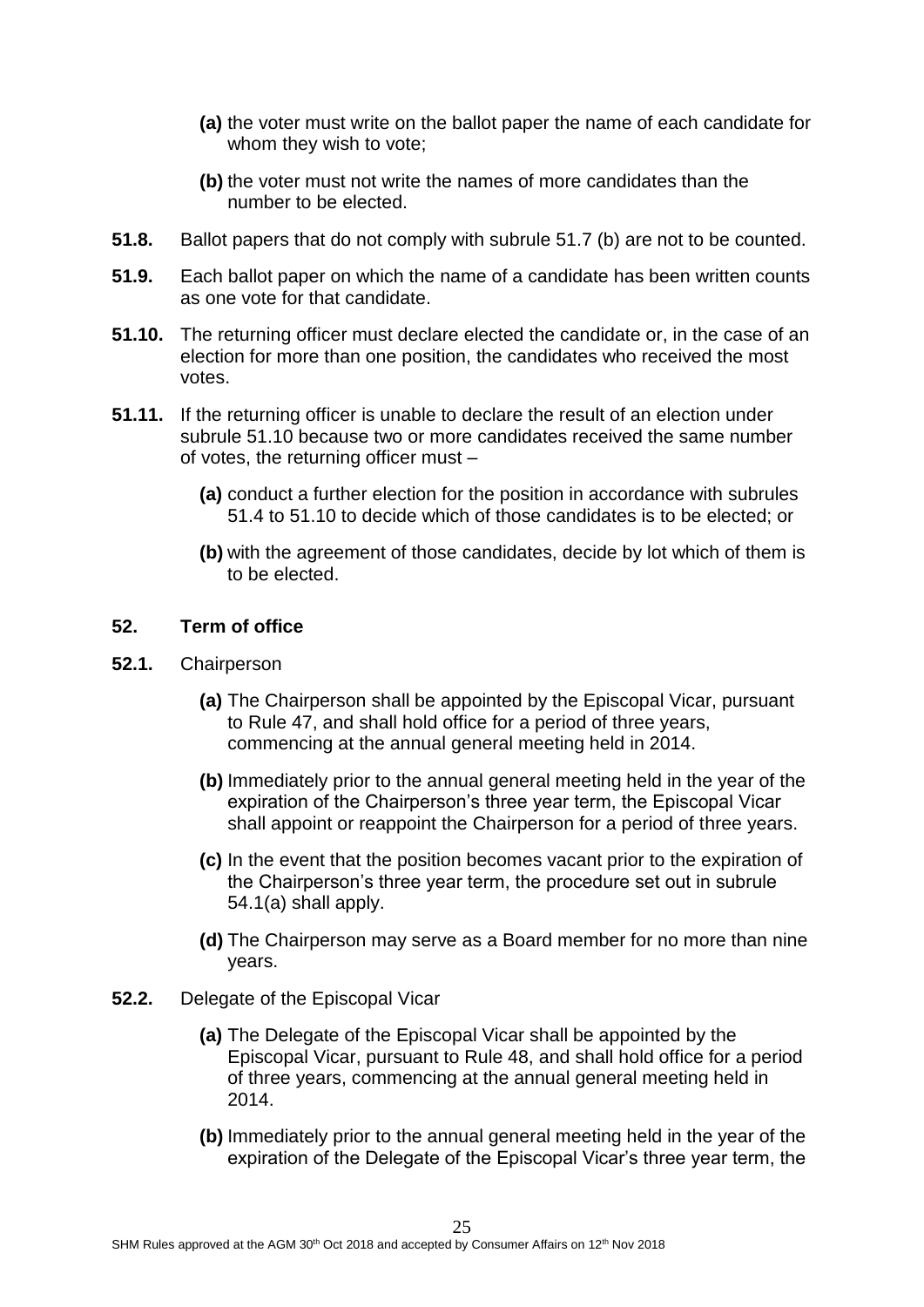- **(a)** the voter must write on the ballot paper the name of each candidate for whom they wish to vote;
- **(b)** the voter must not write the names of more candidates than the number to be elected.

**51.8.** Ballot papers that do not comply with subrule 51.7 (b) are not to be counted.

**51.9.** Each ballot paper on which the name of a candidate has been written counts as one vote for that candidate.

**51.10.** The returning officer must declare elected the candidate or, in the case of an election for more than one position, the candidates who received the most votes.

**51.11.** If the returning officer is unable to declare the result of an election under subrule 51.10 because two or more candidates received the same number of votes, the returning officer must –

- **(a)** conduct a further election for the position in accordance with subrules 51.4 to 51.10 to decide which of those candidates is to be elected; or
- **(b)** with the agreement of those candidates, decide by lot which of them is to be elected.

## 52. Term of office

**52.1.** Chairperson

- **(a)** The Chairperson shall be appointed by the Episcopal Vicar, pursuant to Rule 47, and shall hold office for a period of three years, commencing at the annual general meeting held in 2014.
- **(b)** Immediately prior to the annual general meeting held in the year of the expiration of the Chairperson's three year term, the Episcopal Vicar shall appoint or reappoint the Chairperson for a period of three years.
- **(c)** In the event that the position becomes vacant prior to the expiration of the Chairperson's three year term, the procedure set out in subrule 54.1(a) shall apply.
- **(d)** The Chairperson may serve as a Board member for no more than nine years.

**52.2.** Delegate of the Episcopal Vicar

- **(a)** The Delegate of the Episcopal Vicar shall be appointed by the Episcopal Vicar, pursuant to Rule 48, and shall hold office for a period of three years, commencing at the annual general meeting held in 2014.
- **(b)** Immediately prior to the annual general meeting held in the year of the expiration of the Delegate of the Episcopal Vicar's three year term, the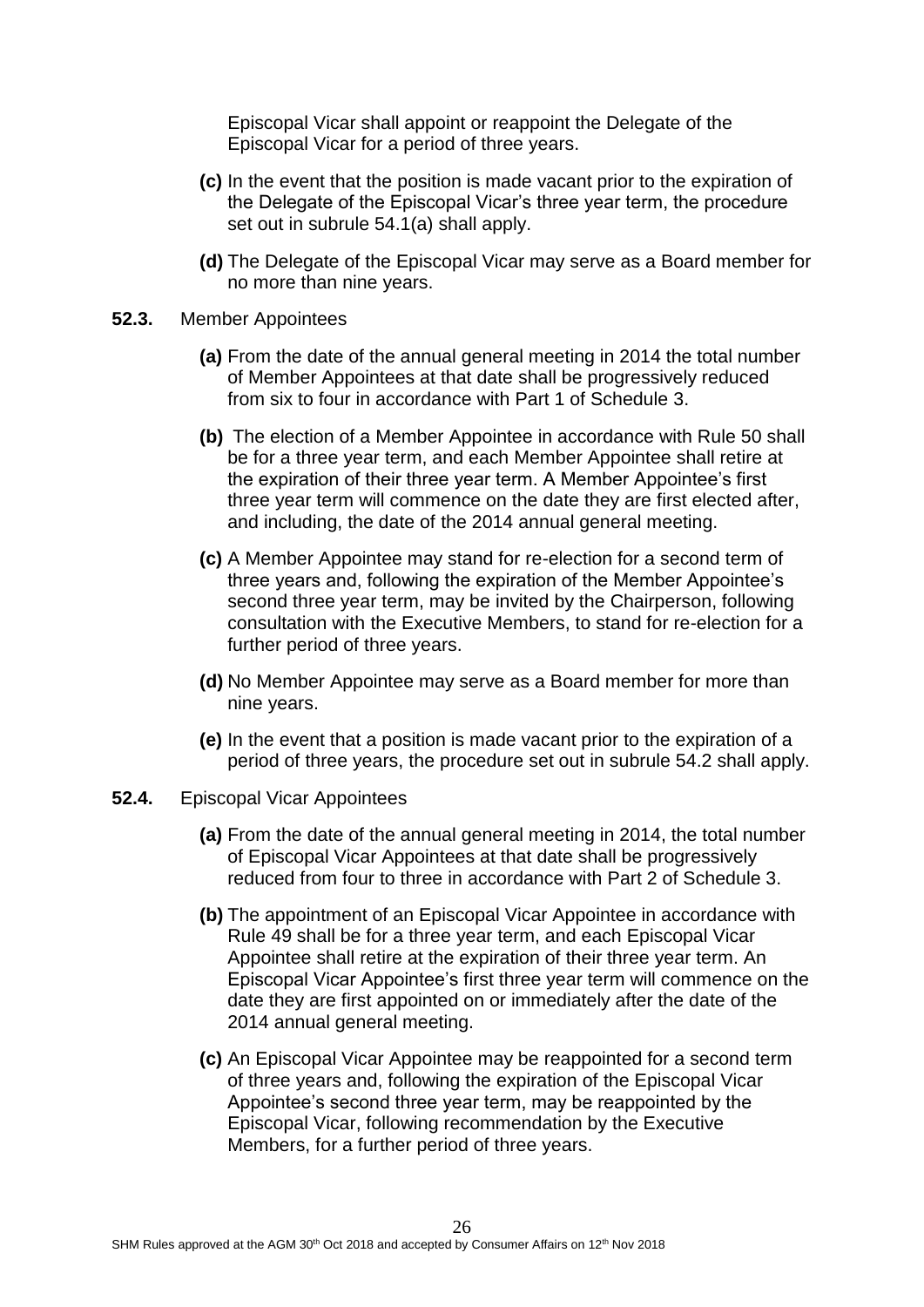Episcopal Vicar shall appoint or reappoint the Delegate of the Episcopal Vicar for a period of three years.

**(c)** In the event that the position is made vacant prior to the expiration of the Delegate of the Episcopal Vicar's three year term, the procedure set out in subrule 54.1(a) shall apply.

**(d)** The Delegate of the Episcopal Vicar may serve as a Board member for no more than nine years.

**52.3.** Member Appointees

**(a)** From the date of the annual general meeting in 2014 the total number of Member Appointees at that date shall be progressively reduced from six to four in accordance with Part 1 of Schedule 3.

**(b)** The election of a Member Appointee in accordance with Rule 50 shall be for a three year term, and each Member Appointee shall retire at the expiration of their three year term. A Member Appointee's first three year term will commence on the date they are first elected after, and including, the date of the 2014 annual general meeting.

**(c)** A Member Appointee may stand for re-election for a second term of three years and, following the expiration of the Member Appointee's second three year term, may be invited by the Chairperson, following consultation with the Executive Members, to stand for re-election for a further period of three years.

**(d)** No Member Appointee may serve as a Board member for more than nine years.

**(e)** In the event that a position is made vacant prior to the expiration of a period of three years, the procedure set out in subrule 54.2 shall apply.

**52.4.** Episcopal Vicar Appointees

**(a)** From the date of the annual general meeting in 2014, the total number of Episcopal Vicar Appointees at that date shall be progressively reduced from four to three in accordance with Part 2 of Schedule 3.

**(b)** The appointment of an Episcopal Vicar Appointee in accordance with Rule 49 shall be for a three year term, and each Episcopal Vicar Appointee shall retire at the expiration of their three year term. An Episcopal Vicar Appointee's first three year term will commence on the date they are first appointed on or immediately after the date of the 2014 annual general meeting.

**(c)** An Episcopal Vicar Appointee may be reappointed for a second term of three years and, following the expiration of the Episcopal Vicar Appointee's second three year term, may be reappointed by the Episcopal Vicar, following recommendation by the Executive Members, for a further period of three years.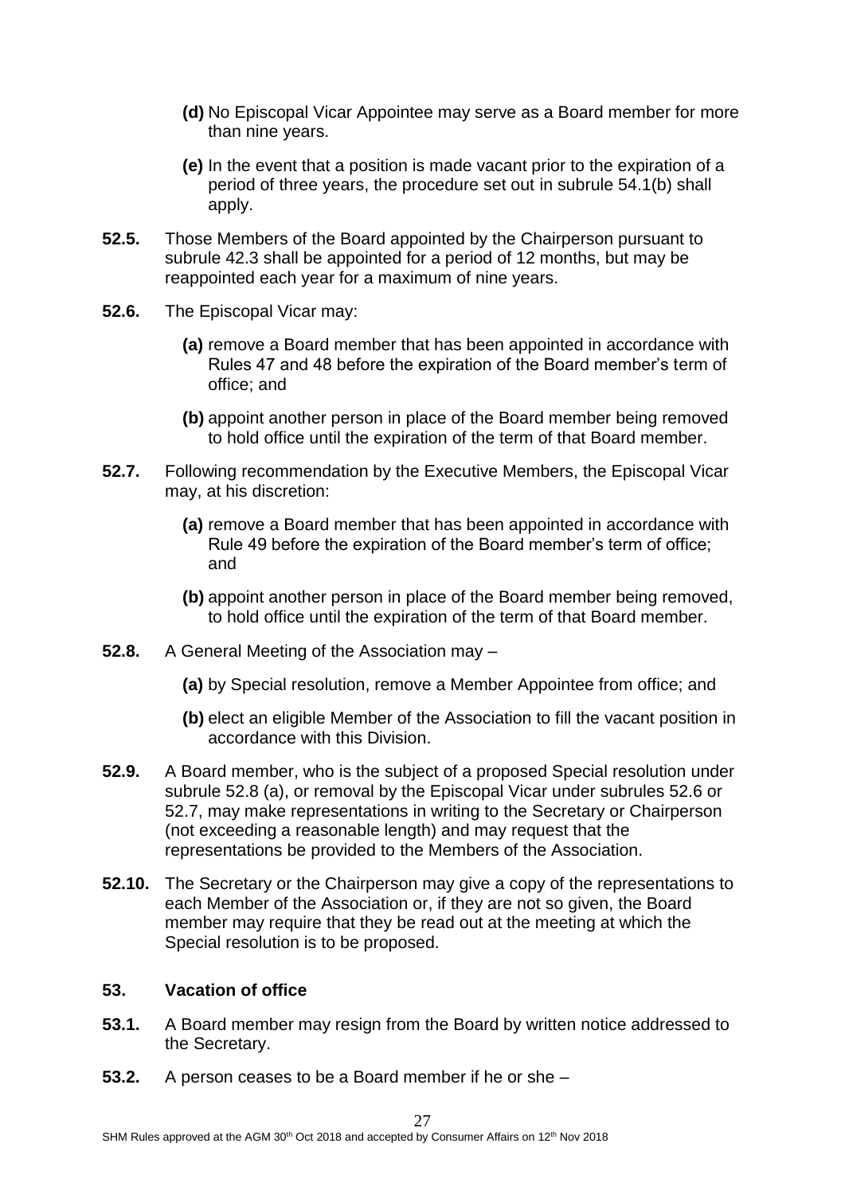- **(d)** No Episcopal Vicar Appointee may serve as a Board member for more than nine years.
- **(e)** In the event that a position is made vacant prior to the expiration of a period of three years, the procedure set out in subrule 54.1(b) shall apply.

**52.5.** Those Members of the Board appointed by the Chairperson pursuant to subrule 42.3 shall be appointed for a period of 12 months, but may be reappointed each year for a maximum of nine years.

**52.6.** The Episcopal Vicar may:

- **(a)** remove a Board member that has been appointed in accordance with Rules 47 and 48 before the expiration of the Board member's term of office; and
- **(b)** appoint another person in place of the Board member being removed to hold office until the expiration of the term of that Board member.

**52.7.** Following recommendation by the Executive Members, the Episcopal Vicar may, at his discretion:

- **(a)** remove a Board member that has been appointed in accordance with Rule 49 before the expiration of the Board member's term of office; and
- **(b)** appoint another person in place of the Board member being removed, to hold office until the expiration of the term of that Board member.

**52.8.** A General Meeting of the Association may –

- **(a)** by Special resolution, remove a Member Appointee from office; and
- **(b)** elect an eligible Member of the Association to fill the vacant position in accordance with this Division.

**52.9.** A Board member, who is the subject of a proposed Special resolution under subrule 52.8 (a), or removal by the Episcopal Vicar under subrules 52.6 or 52.7, may make representations in writing to the Secretary or Chairperson (not exceeding a reasonable length) and may request that the representations be provided to the Members of the Association.

**52.10.** The Secretary or the Chairperson may give a copy of the representations to each Member of the Association or, if they are not so given, the Board member may require that they be read out at the meeting at which the Special resolution is to be proposed.

### 53. Vacation of office

**53.1.** A Board member may resign from the Board by written notice addressed to the Secretary.

**53.2.** A person ceases to be a Board member if he or she –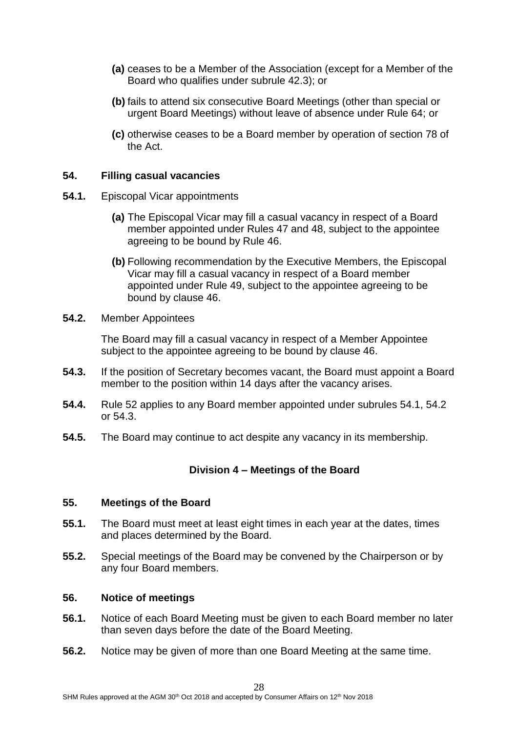**(a)** ceases to be a Member of the Association (except for a Member of the Board who qualifies under subrule 42.3); or

**(b)** fails to attend six consecutive Board Meetings (other than special or urgent Board Meetings) without leave of absence under Rule 64; or

**(c)** otherwise ceases to be a Board member by operation of section 78 of the Act.

### 54. Filling casual vacancies

**54.1.** Episcopal Vicar appointments

**(a)** The Episcopal Vicar may fill a casual vacancy in respect of a Board member appointed under Rules 47 and 48, subject to the appointee agreeing to be bound by Rule 46.

**(b)** Following recommendation by the Executive Members, the Episcopal Vicar may fill a casual vacancy in respect of a Board member appointed under Rule 49, subject to the appointee agreeing to be bound by clause 46.

**54.2.** Member Appointees

The Board may fill a casual vacancy in respect of a Member Appointee subject to the appointee agreeing to be bound by clause 46.

**54.3.** If the position of Secretary becomes vacant, the Board must appoint a Board member to the position within 14 days after the vacancy arises.

**54.4.** Rule 52 applies to any Board member appointed under subrules 54.1, 54.2 or 54.3.

**54.5.** The Board may continue to act despite any vacancy in its membership.

## Division 4 – Meetings of the Board

### 55. Meetings of the Board

**55.1.** The Board must meet at least eight times in each year at the dates, times and places determined by the Board.

**55.2.** Special meetings of the Board may be convened by the Chairperson or by any four Board members.

### 56. Notice of meetings

**56.1.** Notice of each Board Meeting must be given to each Board member no later than seven days before the date of the Board Meeting.

**56.2.** Notice may be given of more than one Board Meeting at the same time.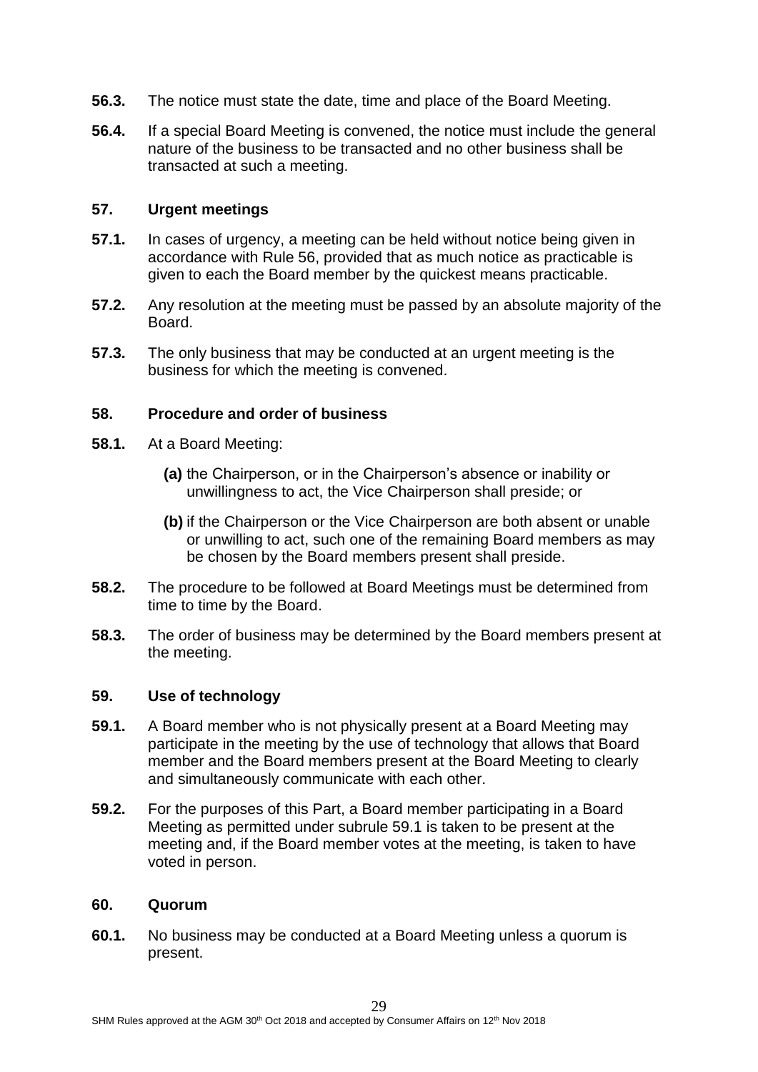**56.3.** The notice must state the date, time and place of the Board Meeting.

**56.4.** If a special Board Meeting is convened, the notice must include the general nature of the business to be transacted and no other business shall be transacted at such a meeting.

### 57. Urgent meetings

**57.1.** In cases of urgency, a meeting can be held without notice being given in accordance with Rule 56, provided that as much notice as practicable is given to each the Board member by the quickest means practicable.

**57.2.** Any resolution at the meeting must be passed by an absolute majority of the Board.

**57.3.** The only business that may be conducted at an urgent meeting is the business for which the meeting is convened.

### 58. Procedure and order of business

**58.1.** At a Board Meeting:

- **(a)** the Chairperson, or in the Chairperson's absence or inability or unwillingness to act, the Vice Chairperson shall preside; or
- **(b)** if the Chairperson or the Vice Chairperson are both absent or unable or unwilling to act, such one of the remaining Board members as may be chosen by the Board members present shall preside.

**58.2.** The procedure to be followed at Board Meetings must be determined from time to time by the Board.

**58.3.** The order of business may be determined by the Board members present at the meeting.

### 59. Use of technology

**59.1.** A Board member who is not physically present at a Board Meeting may participate in the meeting by the use of technology that allows that Board member and the Board members present at the Board Meeting to clearly and simultaneously communicate with each other.

**59.2.** For the purposes of this Part, a Board member participating in a Board Meeting as permitted under subrule 59.1 is taken to be present at the meeting and, if the Board member votes at the meeting, is taken to have voted in person.

### 60. Quorum

**60.1.** No business may be conducted at a Board Meeting unless a quorum is present.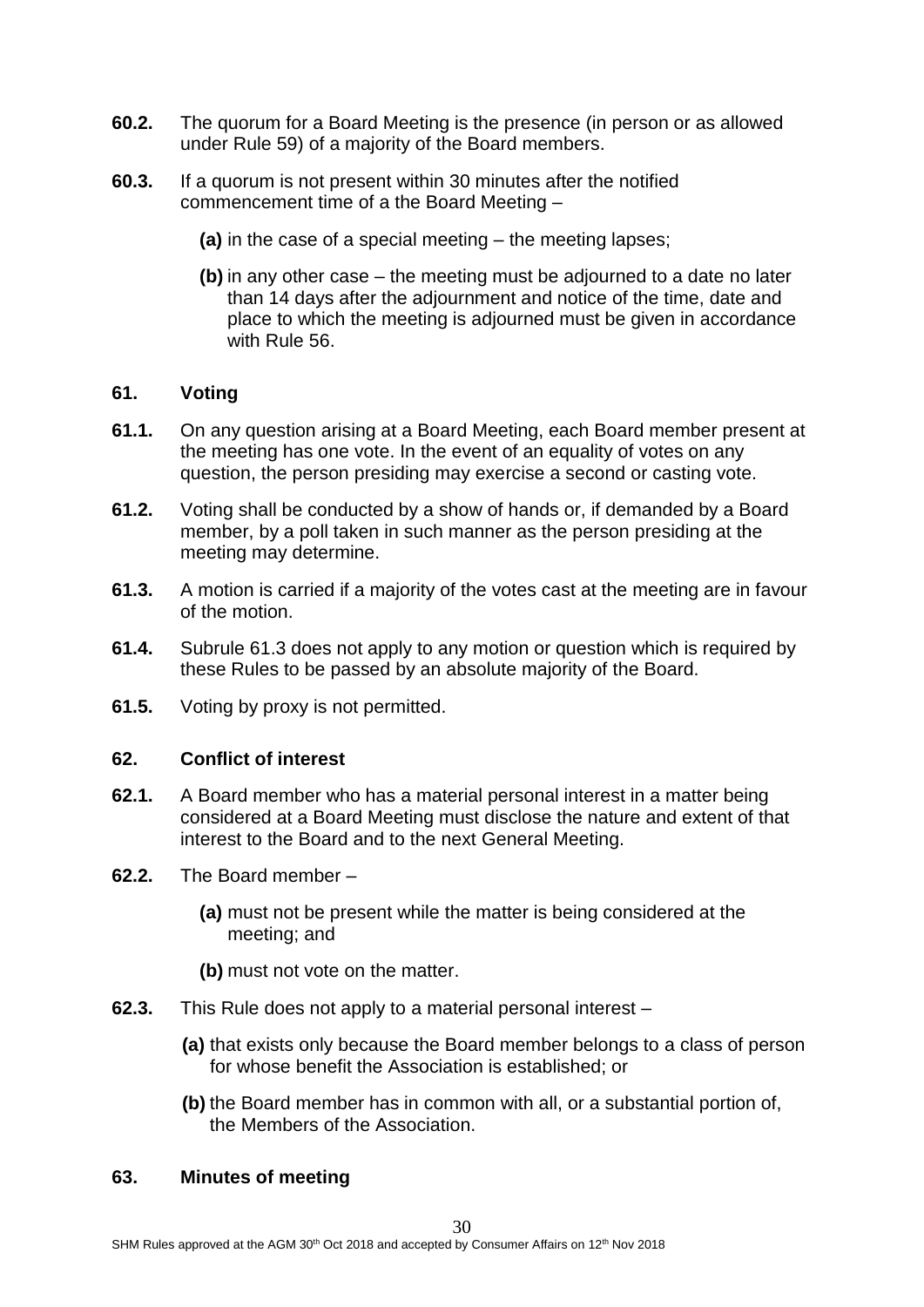**60.2.** The quorum for a Board Meeting is the presence (in person or as allowed under Rule 59) of a majority of the Board members.

**60.3.** If a quorum is not present within 30 minutes after the notified commencement time of a the Board Meeting –

**(a)** in the case of a special meeting – the meeting lapses;

**(b)** in any other case – the meeting must be adjourned to a date no later than 14 days after the adjournment and notice of the time, date and place to which the meeting is adjourned must be given in accordance with Rule 56.

## 61. Voting

**61.1.** On any question arising at a Board Meeting, each Board member present at the meeting has one vote. In the event of an equality of votes on any question, the person presiding may exercise a second or casting vote.

**61.2.** Voting shall be conducted by a show of hands or, if demanded by a Board member, by a poll taken in such manner as the person presiding at the meeting may determine.

**61.3.** A motion is carried if a majority of the votes cast at the meeting are in favour of the motion.

**61.4.** Subrule 61.3 does not apply to any motion or question which is required by these Rules to be passed by an absolute majority of the Board.

**61.5.** Voting by proxy is not permitted.

## 62. Conflict of interest

**62.1.** A Board member who has a material personal interest in a matter being considered at a Board Meeting must disclose the nature and extent of that interest to the Board and to the next General Meeting.

**62.2.** The Board member –

**(a)** must not be present while the matter is being considered at the meeting; and

**(b)** must not vote on the matter.

**62.3.** This Rule does not apply to a material personal interest –

**(a)** that exists only because the Board member belongs to a class of person for whose benefit the Association is established; or

**(b)** the Board member has in common with all, or a substantial portion of, the Members of the Association.

## 63. Minutes of meeting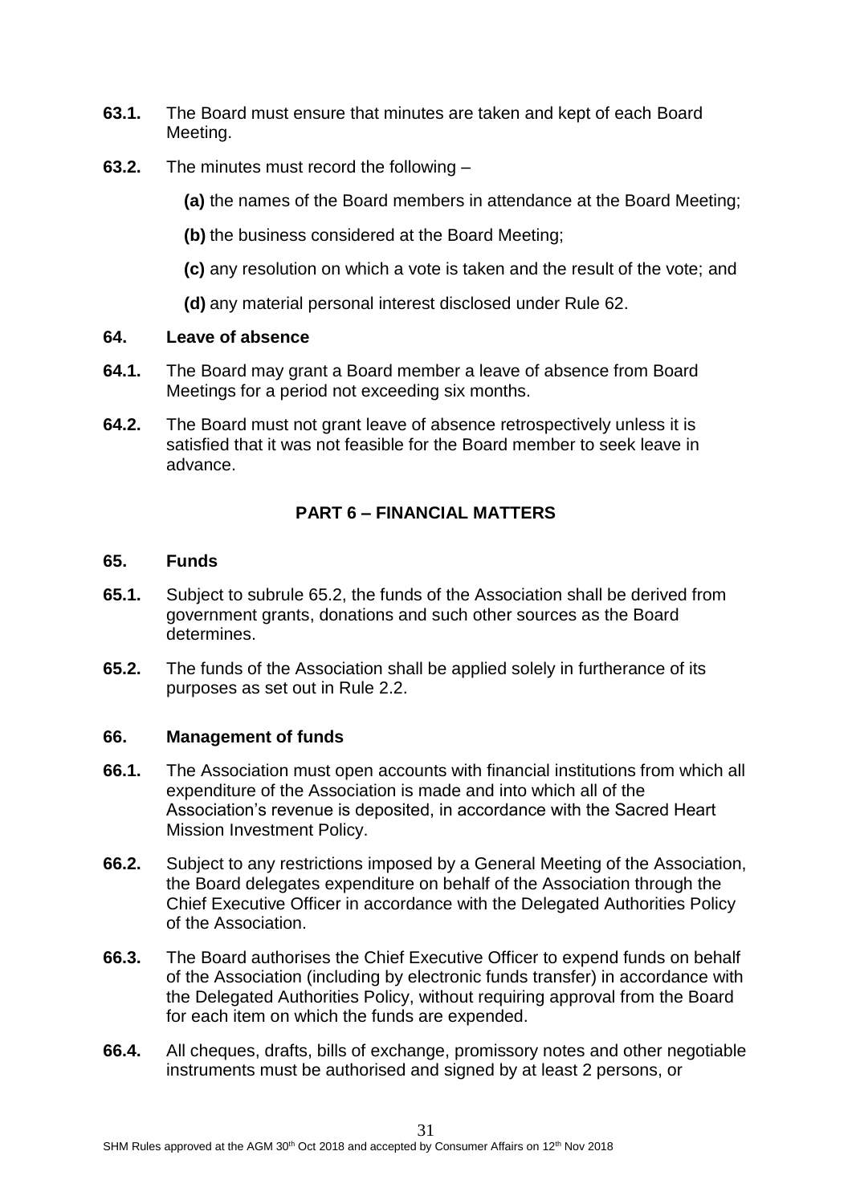**63.1.** The Board must ensure that minutes are taken and kept of each Board Meeting.

**63.2.** The minutes must record the following –

**(a)** the names of the Board members in attendance at the Board Meeting;

**(b)** the business considered at the Board Meeting;

**(c)** any resolution on which a vote is taken and the result of the vote; and

**(d)** any material personal interest disclosed under Rule 62.

### 64. Leave of absence

**64.1.** The Board may grant a Board member a leave of absence from Board Meetings for a period not exceeding six months.

**64.2.** The Board must not grant leave of absence retrospectively unless it is satisfied that it was not feasible for the Board member to seek leave in advance.

## PART 6 – FINANCIAL MATTERS

### 65. Funds

**65.1.** Subject to subrule 65.2, the funds of the Association shall be derived from government grants, donations and such other sources as the Board determines.

**65.2.** The funds of the Association shall be applied solely in furtherance of its purposes as set out in Rule 2.2.

### 66. Management of funds

**66.1.** The Association must open accounts with financial institutions from which all expenditure of the Association is made and into which all of the Association's revenue is deposited, in accordance with the Sacred Heart Mission Investment Policy.

**66.2.** Subject to any restrictions imposed by a General Meeting of the Association, the Board delegates expenditure on behalf of the Association through the Chief Executive Officer in accordance with the Delegated Authorities Policy of the Association.

**66.3.** The Board authorises the Chief Executive Officer to expend funds on behalf of the Association (including by electronic funds transfer) in accordance with the Delegated Authorities Policy, without requiring approval from the Board for each item on which the funds are expended.

**66.4.** All cheques, drafts, bills of exchange, promissory notes and other negotiable instruments must be authorised and signed by at least 2 persons, or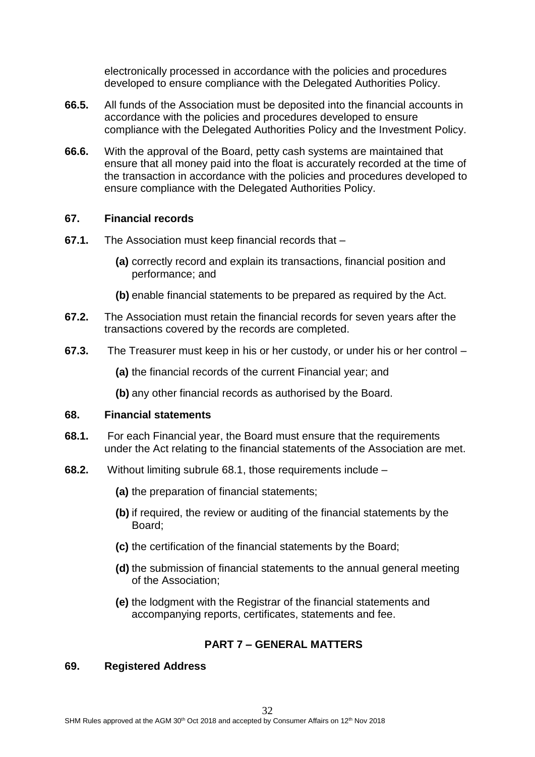electronically processed in accordance with the policies and procedures developed to ensure compliance with the Delegated Authorities Policy.

**66.5.** All funds of the Association must be deposited into the financial accounts in accordance with the policies and procedures developed to ensure compliance with the Delegated Authorities Policy and the Investment Policy.

**66.6.** With the approval of the Board, petty cash systems are maintained that ensure that all money paid into the float is accurately recorded at the time of the transaction in accordance with the policies and procedures developed to ensure compliance with the Delegated Authorities Policy.

### 67. Financial records

**67.1.** The Association must keep financial records that –

- **(a)** correctly record and explain its transactions, financial position and performance; and
- **(b)** enable financial statements to be prepared as required by the Act.

**67.2.** The Association must retain the financial records for seven years after the transactions covered by the records are completed.

**67.3.** The Treasurer must keep in his or her custody, or under his or her control –

- **(a)** the financial records of the current Financial year; and
- **(b)** any other financial records as authorised by the Board.

### 68. Financial statements

**68.1.** For each Financial year, the Board must ensure that the requirements under the Act relating to the financial statements of the Association are met.

**68.2.** Without limiting subrule 68.1, those requirements include –

- **(a)** the preparation of financial statements;
- **(b)** if required, the review or auditing of the financial statements by the Board;
- **(c)** the certification of the financial statements by the Board;
- **(d)** the submission of financial statements to the annual general meeting of the Association;
- **(e)** the lodgment with the Registrar of the financial statements and accompanying reports, certificates, statements and fee.

## PART 7 – GENERAL MATTERS

### 69. Registered Address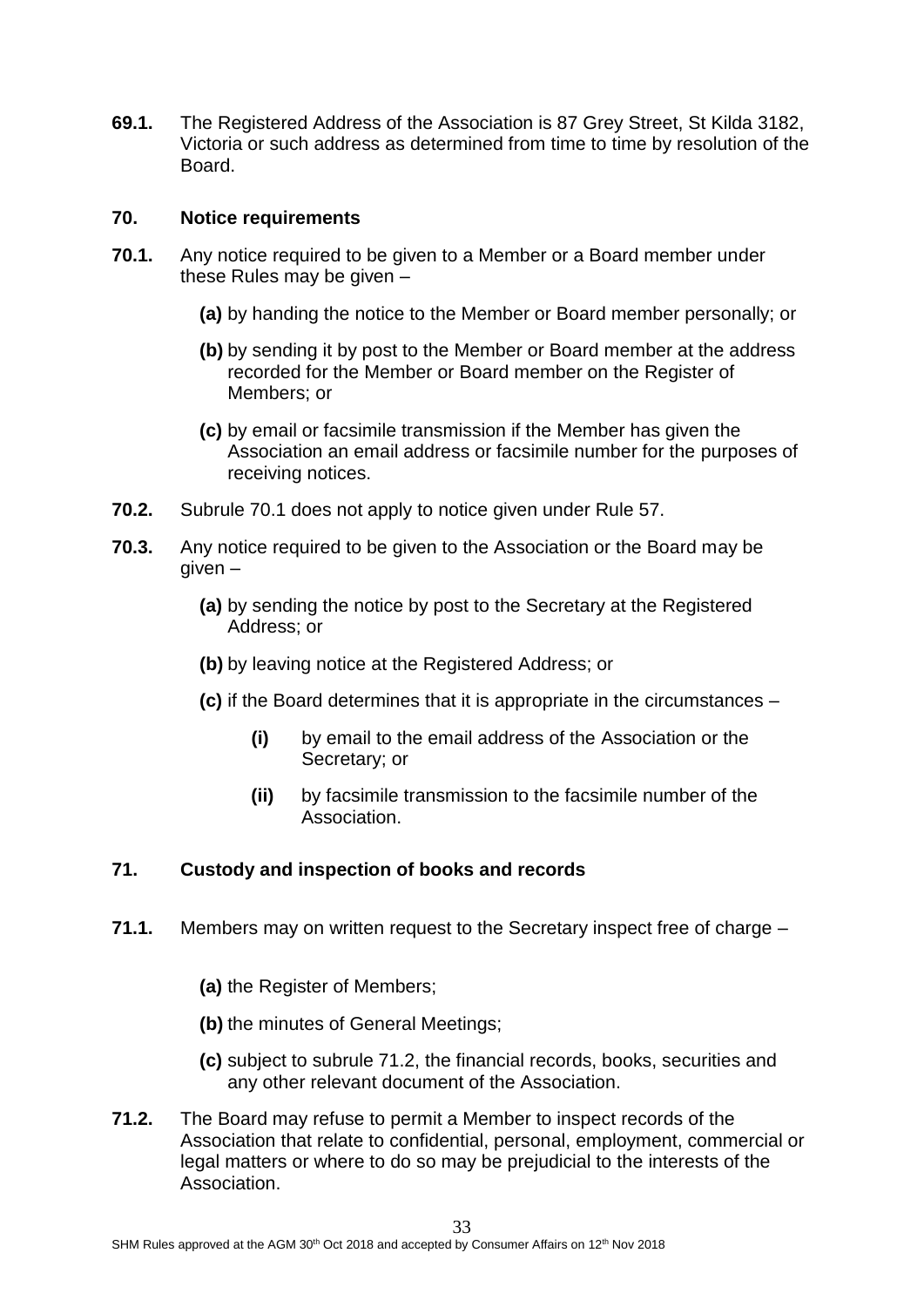**69.1.** The Registered Address of the Association is 87 Grey Street, St Kilda 3182, Victoria or such address as determined from time to time by resolution of the Board.

## 70. Notice requirements

**70.1.** Any notice required to be given to a Member or a Board member under these Rules may be given –

- **(a)** by handing the notice to the Member or Board member personally; or
- **(b)** by sending it by post to the Member or Board member at the address recorded for the Member or Board member on the Register of Members; or
- **(c)** by email or facsimile transmission if the Member has given the Association an email address or facsimile number for the purposes of receiving notices.

**70.2.** Subrule 70.1 does not apply to notice given under Rule 57.

**70.3.** Any notice required to be given to the Association or the Board may be given –

- **(a)** by sending the notice by post to the Secretary at the Registered Address; or
- **(b)** by leaving notice at the Registered Address; or
- **(c)** if the Board determines that it is appropriate in the circumstances –
  - **(i)** by email to the email address of the Association or the Secretary; or
  - **(ii)** by facsimile transmission to the facsimile number of the Association.

## 71. Custody and inspection of books and records

**71.1.** Members may on written request to the Secretary inspect free of charge –

- **(a)** the Register of Members;
- **(b)** the minutes of General Meetings;
- **(c)** subject to subrule 71.2, the financial records, books, securities and any other relevant document of the Association.

**71.2.** The Board may refuse to permit a Member to inspect records of the Association that relate to confidential, personal, employment, commercial or legal matters or where to do so may be prejudicial to the interests of the Association.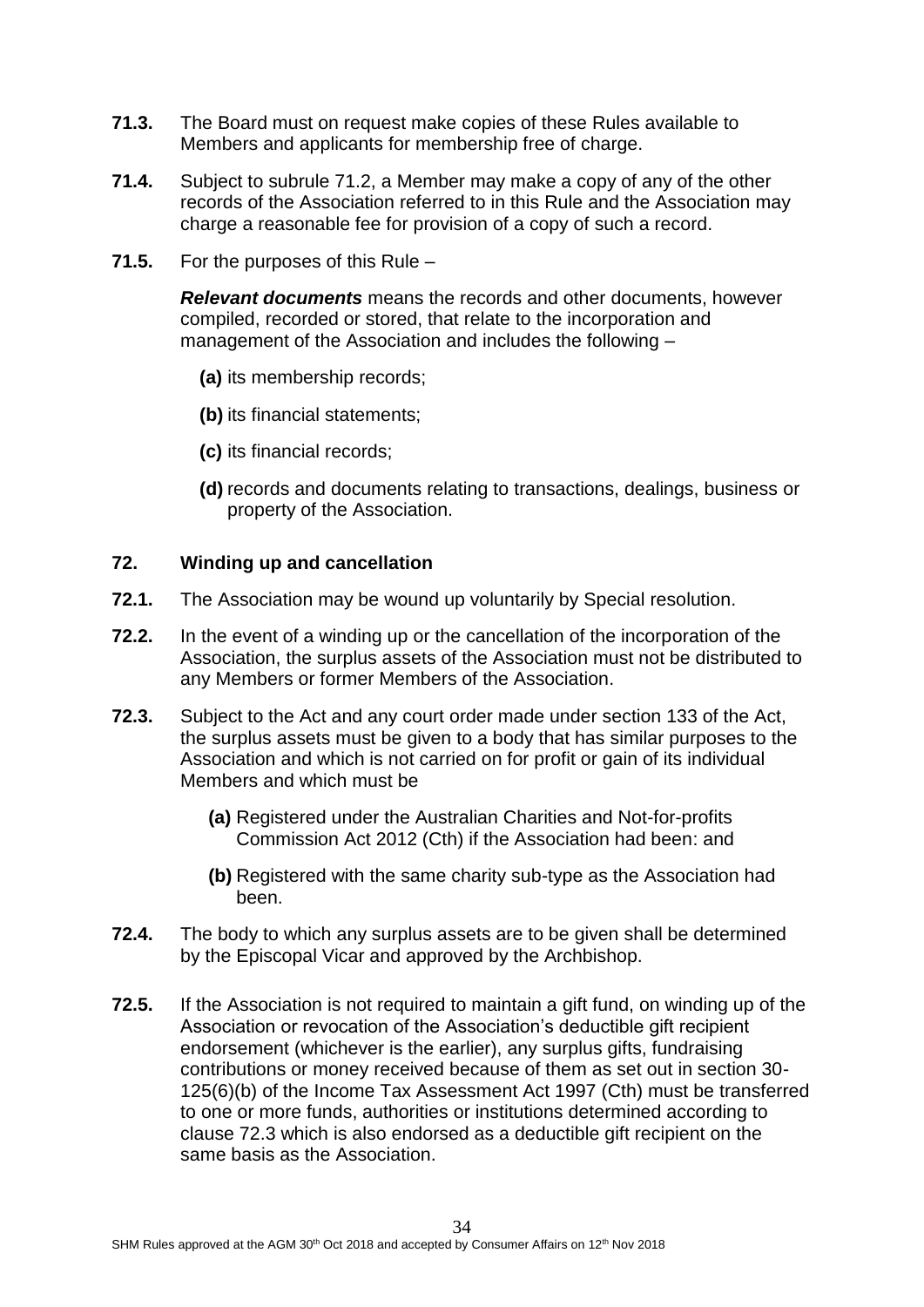**71.3.** The Board must on request make copies of these Rules available to Members and applicants for membership free of charge.

**71.4.** Subject to subrule 71.2, a Member may make a copy of any of the other records of the Association referred to in this Rule and the Association may charge a reasonable fee for provision of a copy of such a record.

**71.5.** For the purposes of this Rule –

***Relevant documents*** means the records and other documents, however compiled, recorded or stored, that relate to the incorporation and management of the Association and includes the following –

**(a)** its membership records;

**(b)** its financial statements;

**(c)** its financial records;

**(d)** records and documents relating to transactions, dealings, business or property of the Association.

## 72. Winding up and cancellation

**72.1.** The Association may be wound up voluntarily by Special resolution.

**72.2.** In the event of a winding up or the cancellation of the incorporation of the Association, the surplus assets of the Association must not be distributed to any Members or former Members of the Association.

**72.3.** Subject to the Act and any court order made under section 133 of the Act, the surplus assets must be given to a body that has similar purposes to the Association and which is not carried on for profit or gain of its individual Members and which must be

**(a)** Registered under the Australian Charities and Not-for-profits Commission Act 2012 (Cth) if the Association had been: and

**(b)** Registered with the same charity sub-type as the Association had been.

**72.4.** The body to which any surplus assets are to be given shall be determined by the Episcopal Vicar and approved by the Archbishop.

**72.5.** If the Association is not required to maintain a gift fund, on winding up of the Association or revocation of the Association's deductible gift recipient endorsement (whichever is the earlier), any surplus gifts, fundraising contributions or money received because of them as set out in section 30-125(6)(b) of the Income Tax Assessment Act 1997 (Cth) must be transferred to one or more funds, authorities or institutions determined according to clause 72.3 which is also endorsed as a deductible gift recipient on the same basis as the Association.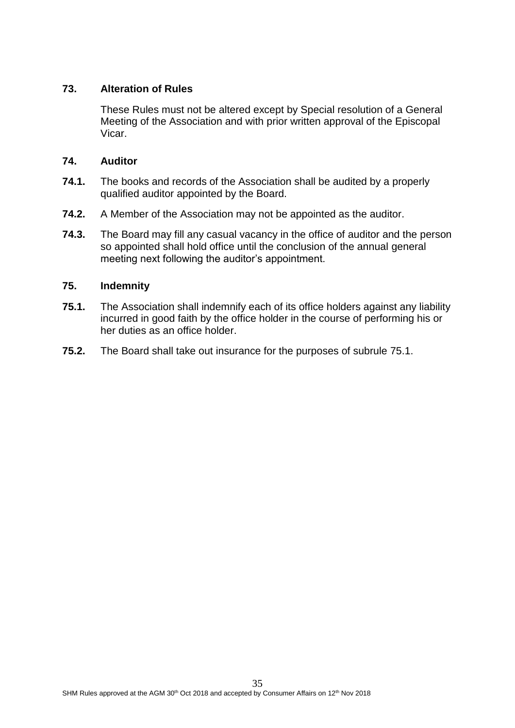## 73. Alteration of Rules

These Rules must not be altered except by Special resolution of a General Meeting of the Association and with prior written approval of the Episcopal Vicar.

## 74. Auditor

**74.1.** The books and records of the Association shall be audited by a properly qualified auditor appointed by the Board.

**74.2.** A Member of the Association may not be appointed as the auditor.

**74.3.** The Board may fill any casual vacancy in the office of auditor and the person so appointed shall hold office until the conclusion of the annual general meeting next following the auditor's appointment.

## 75. Indemnity

**75.1.** The Association shall indemnify each of its office holders against any liability incurred in good faith by the office holder in the course of performing his or her duties as an office holder.

**75.2.** The Board shall take out insurance for the purposes of subrule 75.1.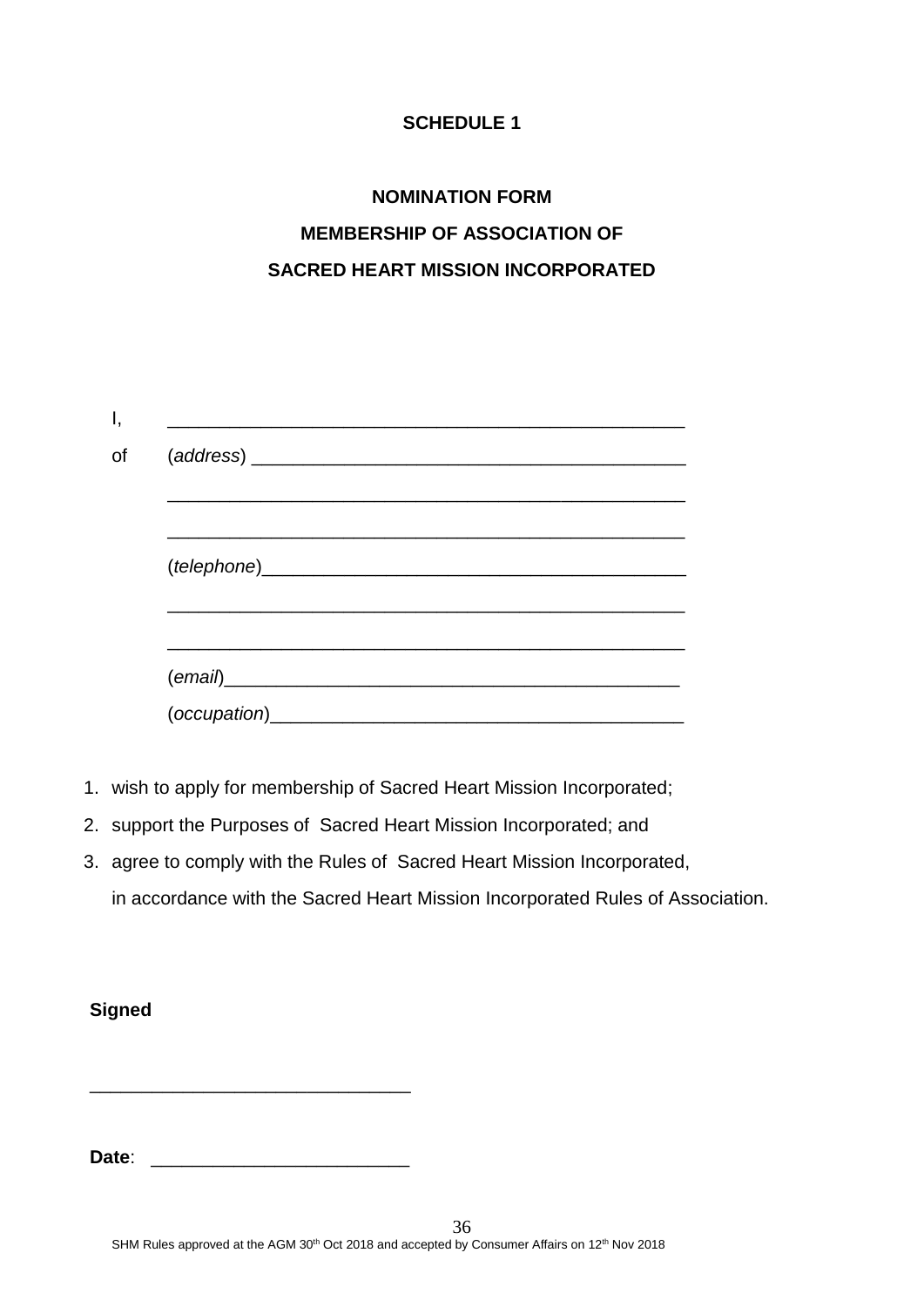**SCHEDULE 1**

**NOMINATION FORM**

**MEMBERSHIP OF ASSOCIATION OF**

**SACRED HEART MISSION INCORPORATED**

I, \_\_\_\_\_\_\_\_\_\_\_\_\_\_\_\_\_\_\_\_\_\_\_\_\_\_\_\_\_\_\_\_\_\_\_\_\_\_\_\_\_\_\_\_\_\_\_\_\_\_

of (*address*) \_\_\_\_\_\_\_\_\_\_\_\_\_\_\_\_\_\_\_\_\_\_\_\_\_\_\_\_\_\_\_\_\_\_\_\_\_\_\_\_\_\_

\_\_\_\_\_\_\_\_\_\_\_\_\_\_\_\_\_\_\_\_\_\_\_\_\_\_\_\_\_\_\_\_\_\_\_\_\_\_\_\_\_\_\_\_\_\_\_\_\_\_

\_\_\_\_\_\_\_\_\_\_\_\_\_\_\_\_\_\_\_\_\_\_\_\_\_\_\_\_\_\_\_\_\_\_\_\_\_\_\_\_\_\_\_\_\_\_\_\_\_\_

(*telephone*)\_\_\_\_\_\_\_\_\_\_\_\_\_\_\_\_\_\_\_\_\_\_\_\_\_\_\_\_\_\_\_\_\_\_\_\_\_\_\_\_\_

\_\_\_\_\_\_\_\_\_\_\_\_\_\_\_\_\_\_\_\_\_\_\_\_\_\_\_\_\_\_\_\_\_\_\_\_\_\_\_\_\_\_\_\_\_\_\_\_\_\_

\_\_\_\_\_\_\_\_\_\_\_\_\_\_\_\_\_\_\_\_\_\_\_\_\_\_\_\_\_\_\_\_\_\_\_\_\_\_\_\_\_\_\_\_\_\_\_\_\_\_

(*email*)\_\_\_\_\_\_\_\_\_\_\_\_\_\_\_\_\_\_\_\_\_\_\_\_\_\_\_\_\_\_\_\_\_\_\_\_\_\_\_\_\_\_\_\_

(*occupation*)\_\_\_\_\_\_\_\_\_\_\_\_\_\_\_\_\_\_\_\_\_\_\_\_\_\_\_\_\_\_\_\_\_\_\_\_\_\_\_\_

1. wish to apply for membership of Sacred Heart Mission Incorporated;
2. support the Purposes of Sacred Heart Mission Incorporated; and
3. agree to comply with the Rules of Sacred Heart Mission Incorporated,

   in accordance with the Sacred Heart Mission Incorporated Rules of Association.

**Signed**

\_\_\_\_\_\_\_\_\_\_\_\_\_\_\_\_\_\_\_\_\_\_\_\_\_\_\_\_\_\_\_

**Date**: \_\_\_\_\_\_\_\_\_\_\_\_\_\_\_\_\_\_\_\_\_\_\_\_\_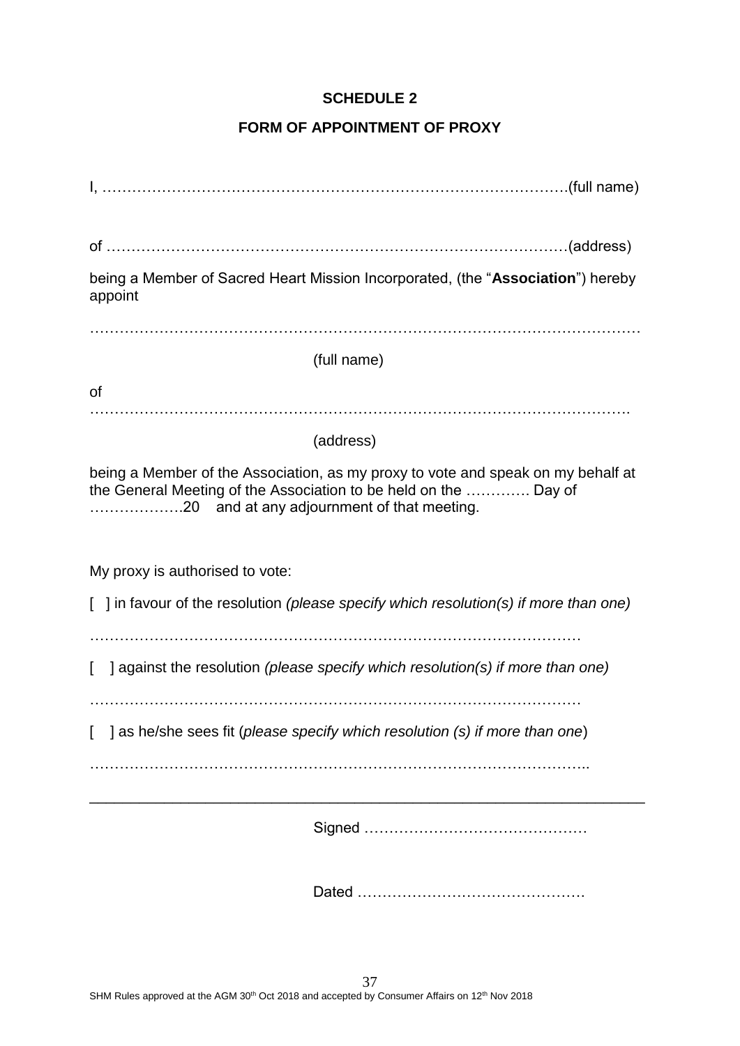**SCHEDULE 2**

**FORM OF APPOINTMENT OF PROXY**

I, ……………………………………………………………………………………(full name)

of ……………………………………………………………………………………(address)

being a Member of Sacred Heart Mission Incorporated, (the "**Association**") hereby appoint

……………………………………………………………………………………………………

(full name)

of ……………………………………………………………………………………………….

(address)

being a Member of the Association, as my proxy to vote and speak on my behalf at the General Meeting of the Association to be held on the …………. Day of ……………….20 and at any adjournment of that meeting.

My proxy is authorised to vote:

[ ] in favour of the resolution *(please specify which resolution(s) if more than one)*

……………………………………………………………………………………

[ ] against the resolution *(please specify which resolution(s) if more than one)*

……………………………………………………………………………………

[ ] as he/she sees fit (*please specify which resolution (s) if more than one*)

……………………………………………………………………………………..

---

Signed ………………………………………

Dated ………………………………………

SHM Rules approved at the AGM 30th Oct 2018 and accepted by Consumer Affairs on 12th Nov 2018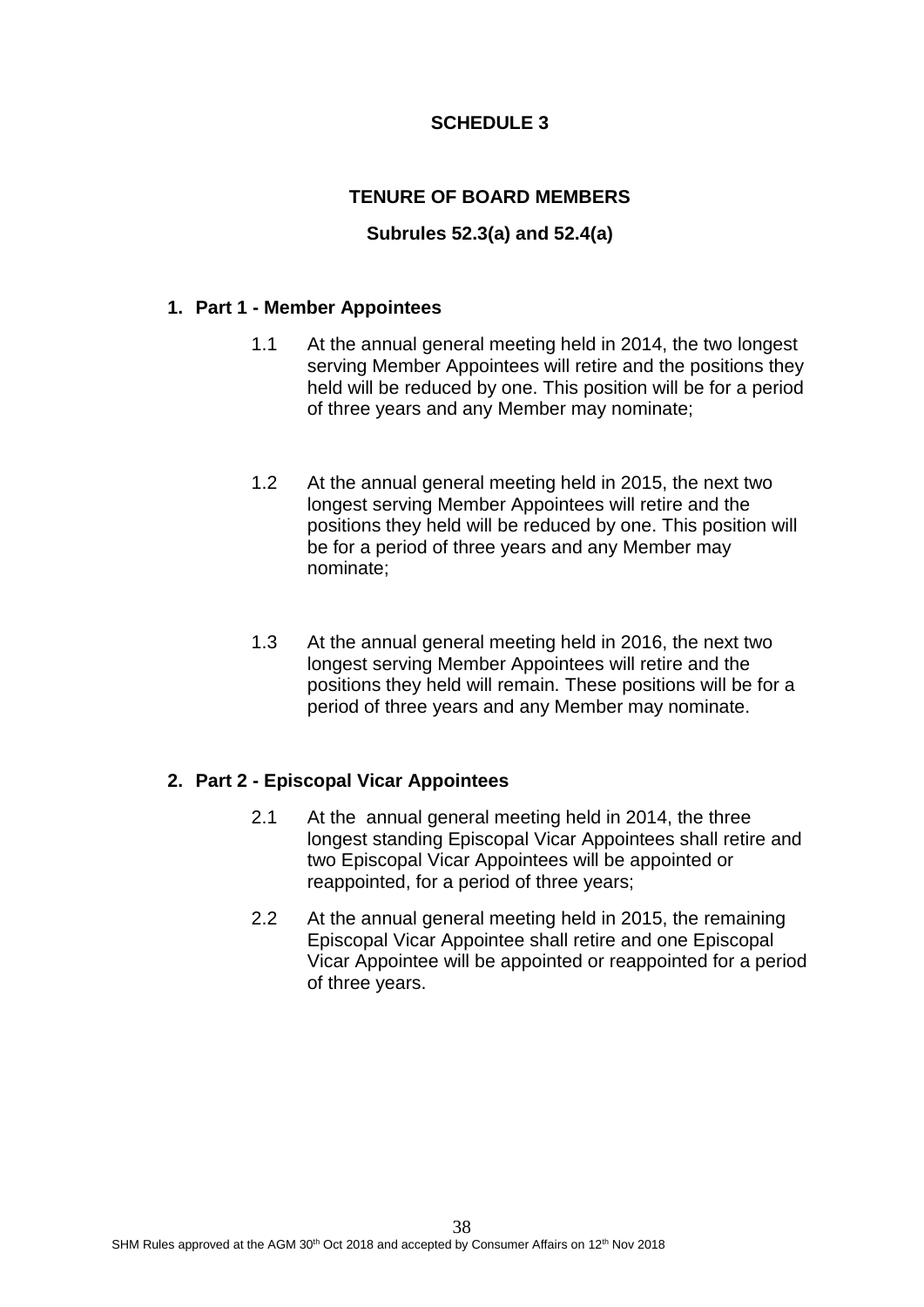# SCHEDULE 3

## TENURE OF BOARD MEMBERS

**Subrules 52.3(a) and 52.4(a)**

**1. Part 1 - Member Appointees**

1.1 At the annual general meeting held in 2014, the two longest serving Member Appointees will retire and the positions they held will be reduced by one. This position will be for a period of three years and any Member may nominate;

1.2 At the annual general meeting held in 2015, the next two longest serving Member Appointees will retire and the positions they held will be reduced by one. This position will be for a period of three years and any Member may nominate;

1.3 At the annual general meeting held in 2016, the next two longest serving Member Appointees will retire and the positions they held will remain. These positions will be for a period of three years and any Member may nominate.

**2. Part 2 - Episcopal Vicar Appointees**

2.1 At the annual general meeting held in 2014, the three longest standing Episcopal Vicar Appointees shall retire and two Episcopal Vicar Appointees will be appointed or reappointed, for a period of three years;

2.2 At the annual general meeting held in 2015, the remaining Episcopal Vicar Appointee shall retire and one Episcopal Vicar Appointee will be appointed or reappointed for a period of three years.